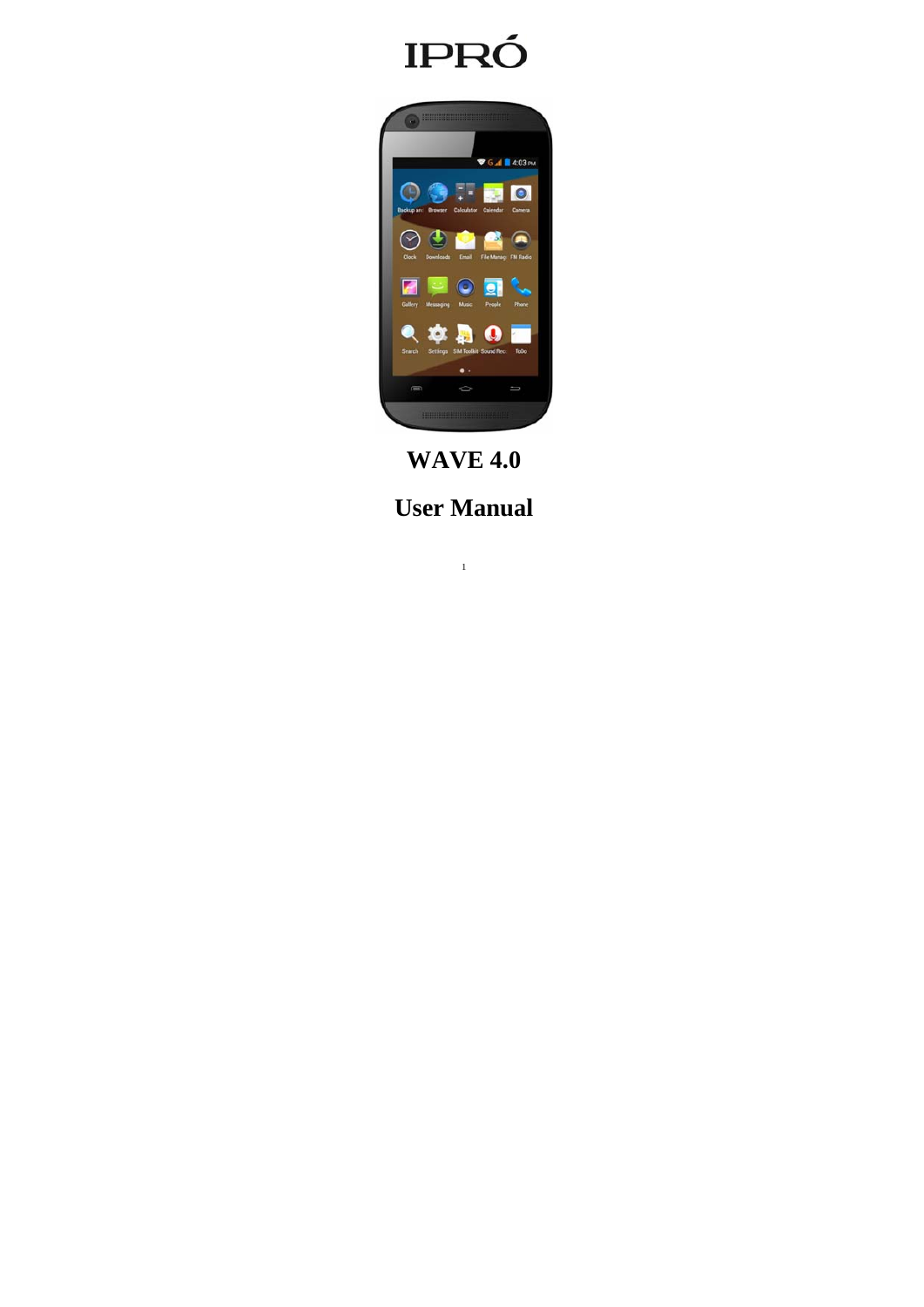# IPRÓ

# WAVE 4.0

# User Manual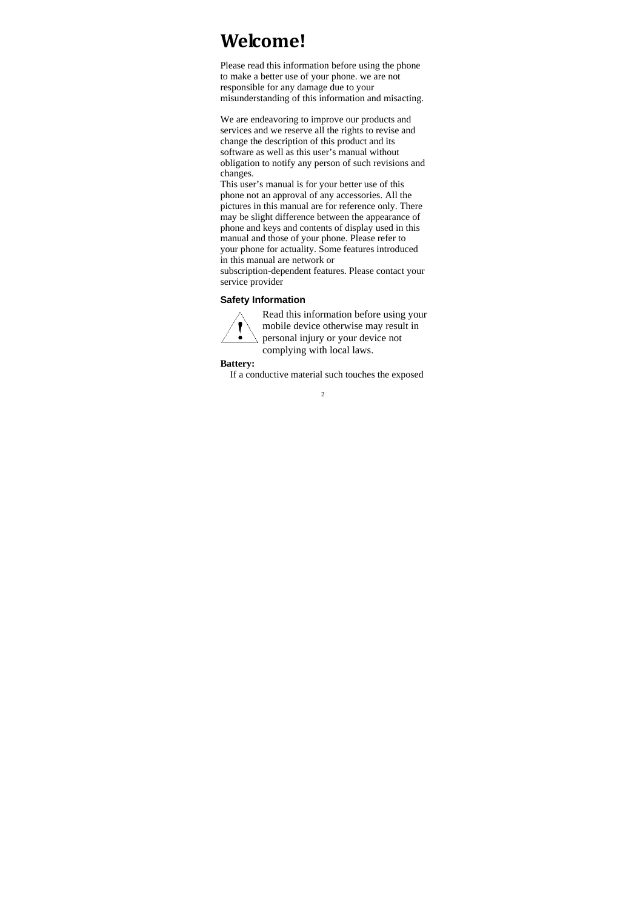# Welcome!

Please read this information before using the phone to make a better use of your phone. we are not responsible for any damage due to your misunderstanding of this information and misacting.

We are endeavoring to improve our products and services and we reserve all the rights to revise and change the description of this product and its software as well as this user's manual without obligation to notify any person of such revisions and changes.

This user's manual is for your better use of this phone not an approval of any accessories. All the pictures in this manual are for reference only. There may be slight difference between the appearance of phone and keys and contents of display used in this manual and those of your phone. Please refer to your phone for actuality. Some features introduced in this manual are network or subscription-dependent features. Please contact your service provider

### Safety Information

Read this information before using your mobile device otherwise may result in personal injury or your device not complying with local laws.

**Battery:**

If a conductive material such touches the exposed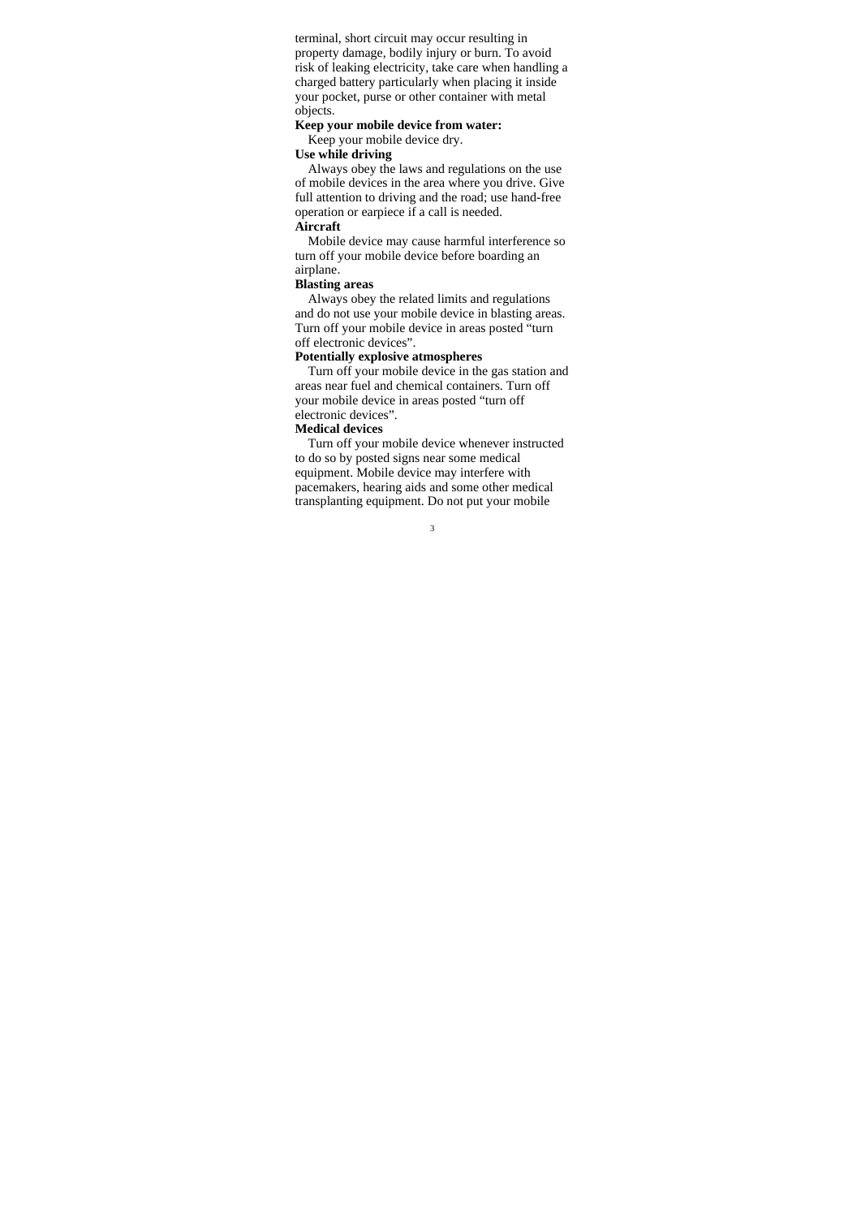terminal, short circuit may occur resulting in property damage, bodily injury or burn. To avoid risk of leaking electricity, take care when handling a charged battery particularly when placing it inside your pocket, purse or other container with metal objects.

**Keep your mobile device from water:**

Keep your mobile device dry.

**Use while driving**

Always obey the laws and regulations on the use of mobile devices in the area where you drive. Give full attention to driving and the road; use hand-free operation or earpiece if a call is needed.

**Aircraft**

Mobile device may cause harmful interference so turn off your mobile device before boarding an airplane.

**Blasting areas**

Always obey the related limits and regulations and do not use your mobile device in blasting areas. Turn off your mobile device in areas posted “turn off electronic devices”.

**Potentially explosive atmospheres**

Turn off your mobile device in the gas station and areas near fuel and chemical containers. Turn off your mobile device in areas posted “turn off electronic devices”.

**Medical devices**

Turn off your mobile device whenever instructed to do so by posted signs near some medical equipment. Mobile device may interfere with pacemakers, hearing aids and some other medical transplanting equipment. Do not put your mobile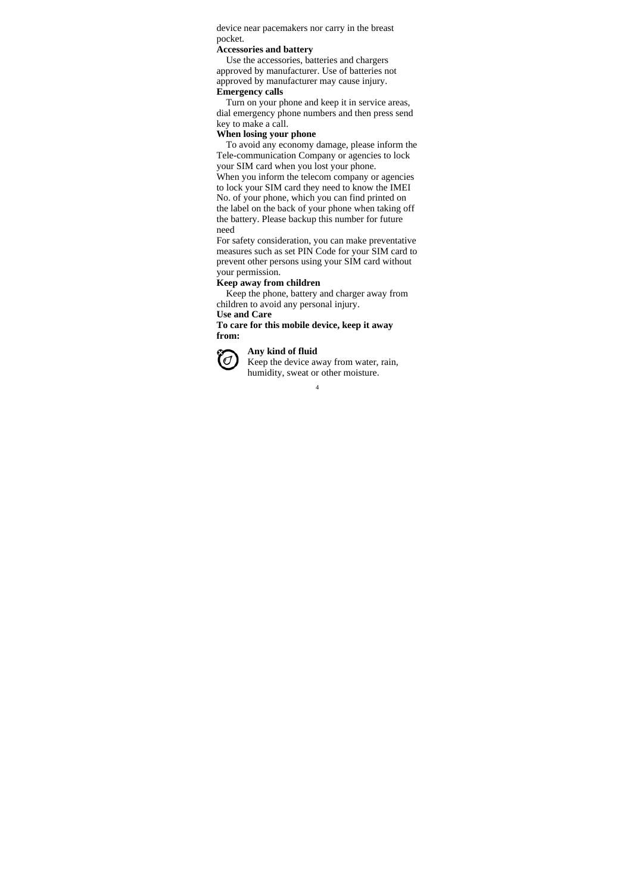device near pacemakers nor carry in the breast pocket.

**Accessories and battery**

Use the accessories, batteries and chargers approved by manufacturer. Use of batteries not approved by manufacturer may cause injury.

**Emergency calls**

Turn on your phone and keep it in service areas, dial emergency phone numbers and then press send key to make a call.

**When losing your phone**

To avoid any economy damage, please inform the Tele-communication Company or agencies to lock your SIM card when you lost your phone.

When you inform the telecom company or agencies to lock your SIM card they need to know the IMEI No. of your phone, which you can find printed on the label on the back of your phone when taking off the battery. Please backup this number for future need

For safety consideration, you can make preventative measures such as set PIN Code for your SIM card to prevent other persons using your SIM card without your permission.

**Keep away from children**

Keep the phone, battery and charger away from children to avoid any personal injury.

**Use and Care**

**To care for this mobile device, keep it away from:**

**Any kind of fluid**

Keep the device away from water, rain, humidity, sweat or other moisture.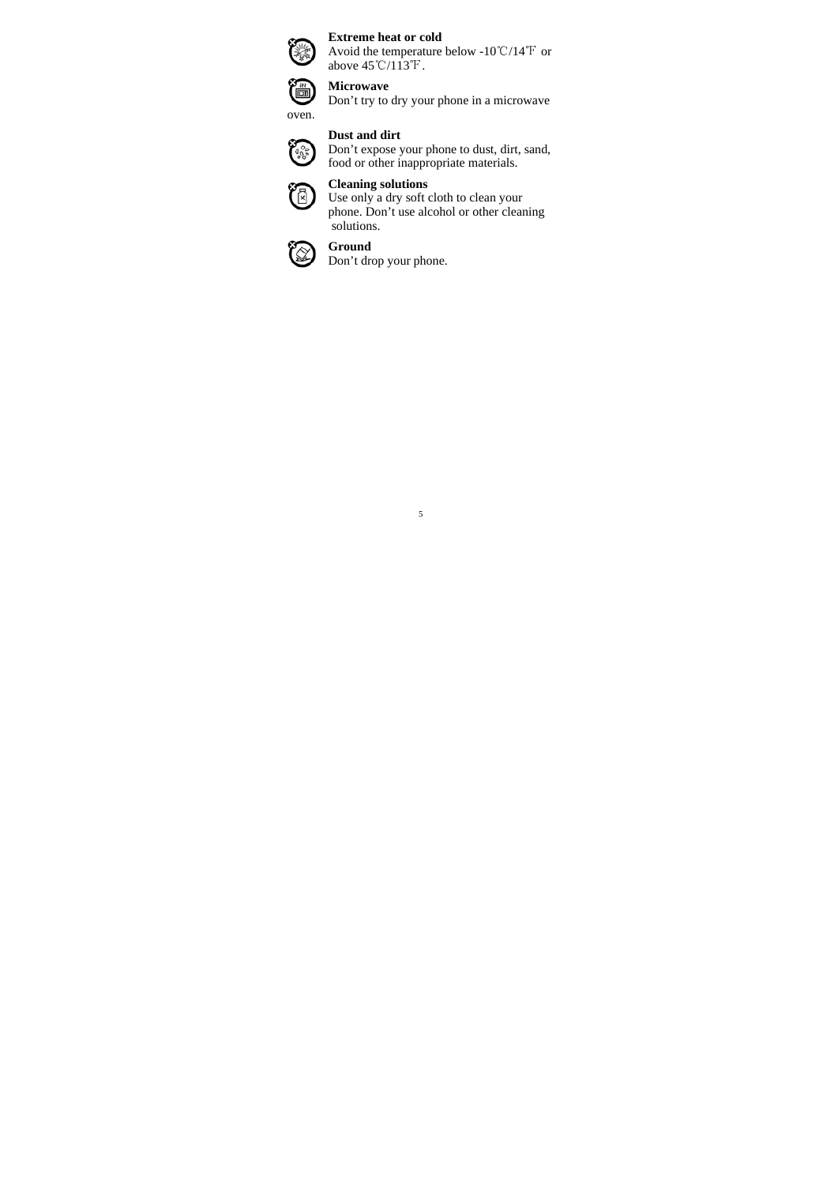**Extreme heat or cold**

Avoid the temperature below -10℃/14℉ or above 45℃/113℉.

**Microwave**

Don't try to dry your phone in a microwave oven.

**Dust and dirt**

Don't expose your phone to dust, dirt, sand, food or other inappropriate materials.

**Cleaning solutions**

Use only a dry soft cloth to clean your phone. Don't use alcohol or other cleaning solutions.

**Ground**

Don't drop your phone.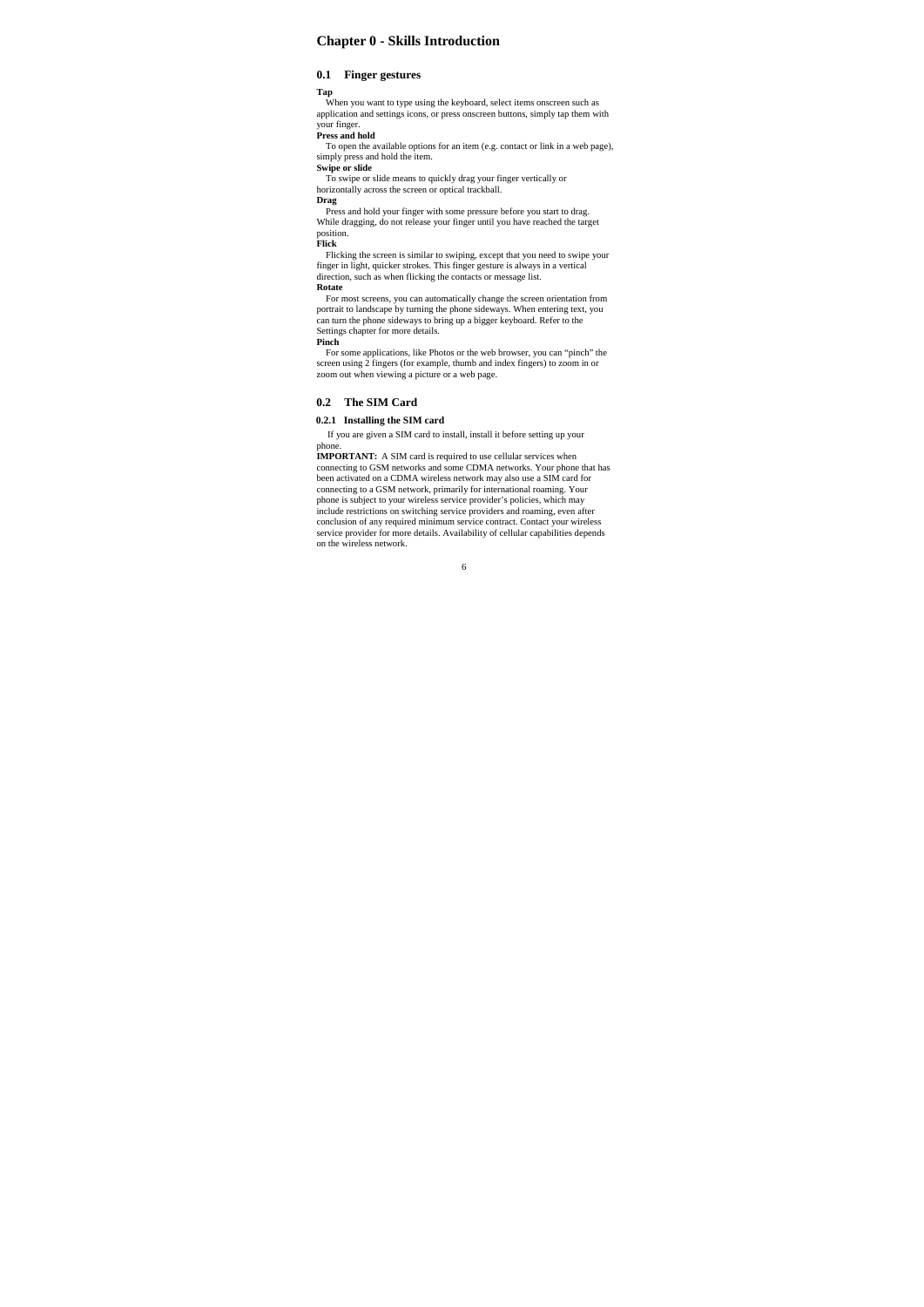# Chapter 0 - Skills Introduction

## 0.1 Finger gestures

**Tap**

When you want to type using the keyboard, select items onscreen such as application and settings icons, or press onscreen buttons, simply tap them with your finger.

**Press and hold**

To open the available options for an item (e.g. contact or link in a web page), simply press and hold the item.

**Swipe or slide**

To swipe or slide means to quickly drag your finger vertically or horizontally across the screen or optical trackball.

**Drag**

Press and hold your finger with some pressure before you start to drag. While dragging, do not release your finger until you have reached the target position.

**Flick**

Flicking the screen is similar to swiping, except that you need to swipe your finger in light, quicker strokes. This finger gesture is always in a vertical direction, such as when flicking the contacts or message list.

**Rotate**

For most screens, you can automatically change the screen orientation from portrait to landscape by turning the phone sideways. When entering text, you can turn the phone sideways to bring up a bigger keyboard. Refer to the Settings chapter for more details.

**Pinch**

For some applications, like Photos or the web browser, you can "pinch" the screen using 2 fingers (for example, thumb and index fingers) to zoom in or zoom out when viewing a picture or a web page.

## 0.2 The SIM Card

### 0.2.1 Installing the SIM card

If you are given a SIM card to install, install it before setting up your phone.

**IMPORTANT:** A SIM card is required to use cellular services when connecting to GSM networks and some CDMA networks. Your phone that has been activated on a CDMA wireless network may also use a SIM card for connecting to a GSM network, primarily for international roaming. Your phone is subject to your wireless service provider's policies, which may include restrictions on switching service providers and roaming, even after conclusion of any required minimum service contract. Contact your wireless service provider for more details. Availability of cellular capabilities depends on the wireless network.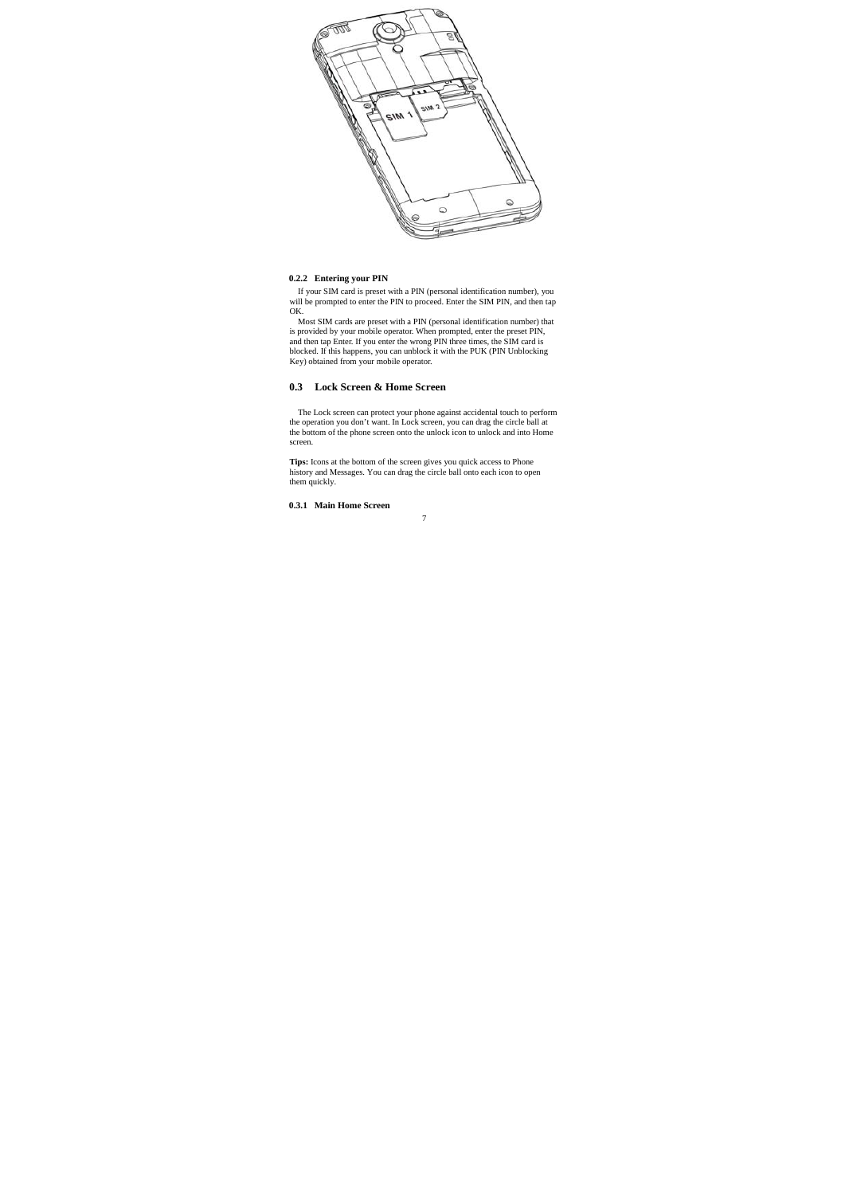#### 0.2.2 Entering your PIN

If your SIM card is preset with a PIN (personal identification number), you will be prompted to enter the PIN to proceed. Enter the SIM PIN, and then tap OK.

Most SIM cards are preset with a PIN (personal identification number) that is provided by your mobile operator. When prompted, enter the preset PIN, and then tap Enter. If you enter the wrong PIN three times, the SIM card is blocked. If this happens, you can unblock it with the PUK (PIN Unblocking Key) obtained from your mobile operator.

### 0.3 Lock Screen & Home Screen

The Lock screen can protect your phone against accidental touch to perform the operation you don't want. In Lock screen, you can drag the circle ball at the bottom of the phone screen onto the unlock icon to unlock and into Home screen.

**Tips:** Icons at the bottom of the screen gives you quick access to Phone history and Messages. You can drag the circle ball onto each icon to open them quickly.

#### 0.3.1 Main Home Screen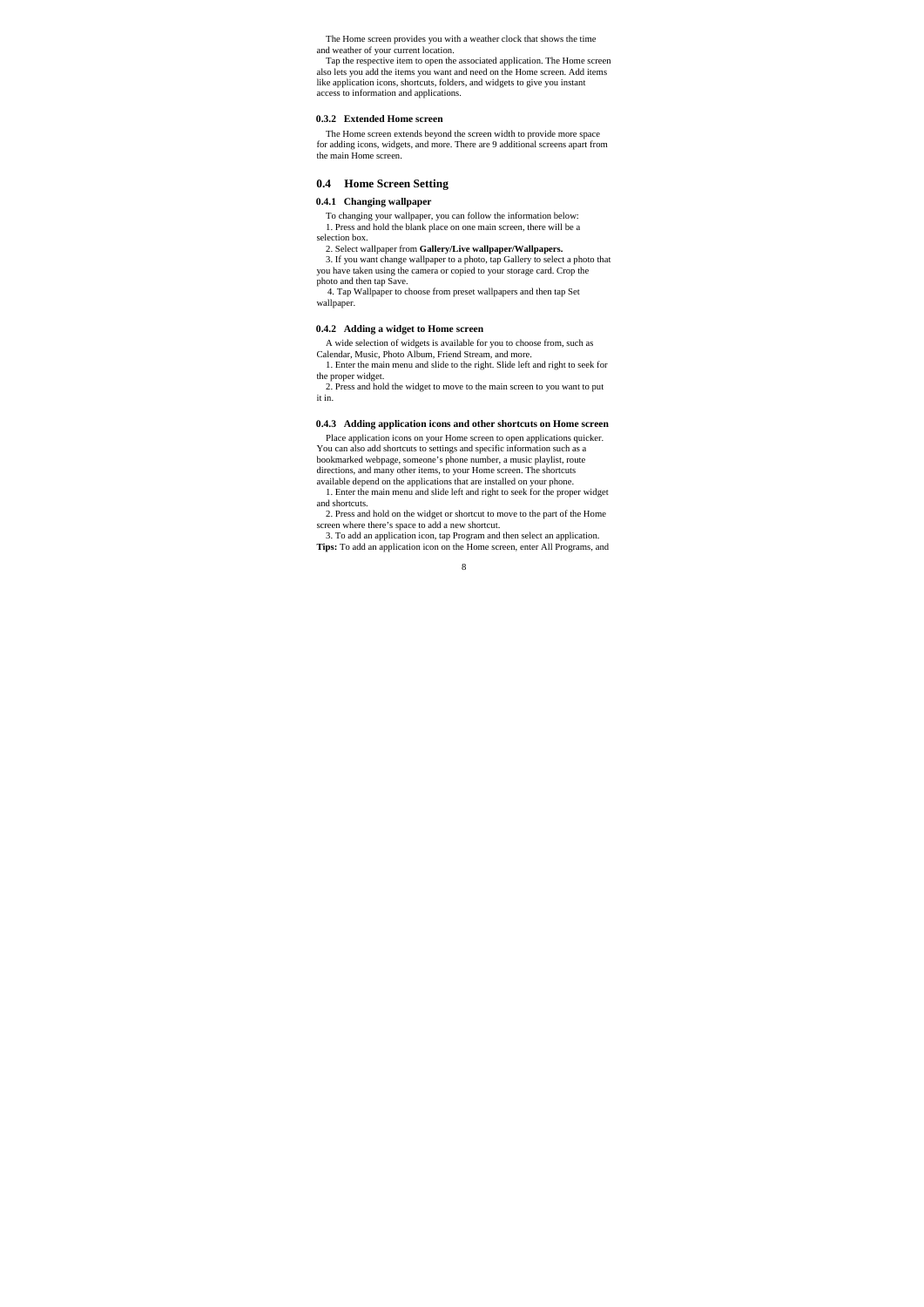The Home screen provides you with a weather clock that shows the time and weather of your current location.

Tap the respective item to open the associated application. The Home screen also lets you add the items you want and need on the Home screen. Add items like application icons, shortcuts, folders, and widgets to give you instant access to information and applications.

### 0.3.2 Extended Home screen

The Home screen extends beyond the screen width to provide more space for adding icons, widgets, and more. There are 9 additional screens apart from the main Home screen.

## 0.4 Home Screen Setting

### 0.4.1 Changing wallpaper

To changing your wallpaper, you can follow the information below:

1. Press and hold the blank place on one main screen, there will be a selection box.

2. Select wallpaper from **Gallery/Live wallpaper/Wallpapers.**

3. If you want change wallpaper to a photo, tap Gallery to select a photo that you have taken using the camera or copied to your storage card. Crop the photo and then tap Save.

4. Tap Wallpaper to choose from preset wallpapers and then tap Set wallpaper.

### 0.4.2 Adding a widget to Home screen

A wide selection of widgets is available for you to choose from, such as Calendar, Music, Photo Album, Friend Stream, and more.

1. Enter the main menu and slide to the right. Slide left and right to seek for the proper widget.

2. Press and hold the widget to move to the main screen to you want to put it in.

### 0.4.3 Adding application icons and other shortcuts on Home screen

Place application icons on your Home screen to open applications quicker. You can also add shortcuts to settings and specific information such as a bookmarked webpage, someone's phone number, a music playlist, route directions, and many other items, to your Home screen. The shortcuts available depend on the applications that are installed on your phone.

1. Enter the main menu and slide left and right to seek for the proper widget and shortcuts.

2. Press and hold on the widget or shortcut to move to the part of the Home screen where there's space to add a new shortcut.

3. To add an application icon, tap Program and then select an application.

**Tips:** To add an application icon on the Home screen, enter All Programs, and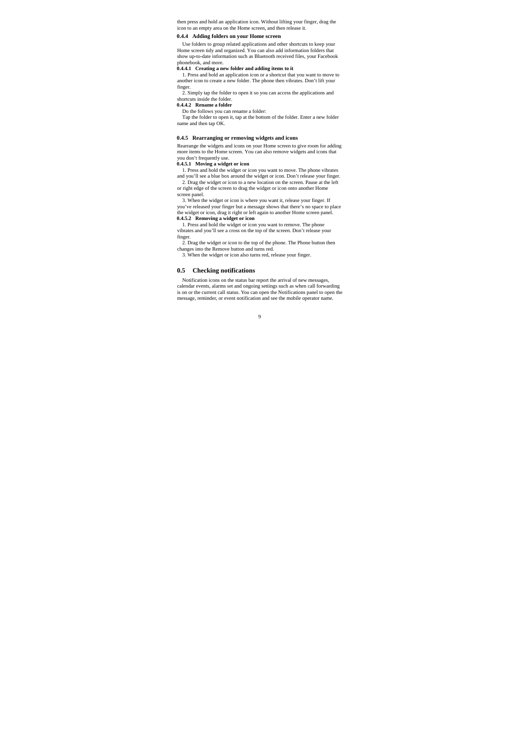then press and hold an application icon. Without lifting your finger, drag the icon to an empty area on the Home screen, and then release it.

### 0.4.4 Adding folders on your Home screen

Use folders to group related applications and other shortcuts to keep your Home screen tidy and organized. You can also add information folders that show up-to-date information such as Bluetooth received files, your Facebook phonebook, and more.

#### 0.4.4.1 Creating a new folder and adding items to it

1. Press and hold an application icon or a shortcut that you want to move to another icon to create a new folder. The phone then vibrates. Don't lift your finger.

2. Simply tap the folder to open it so you can access the applications and shortcuts inside the folder.

#### 0.4.4.2 Rename a folder

Do the follows you can rename a folder:

Tap the folder to open it, tap at the bottom of the folder. Enter a new folder name and then tap OK.

### 0.4.5 Rearranging or removing widgets and icons

Rearrange the widgets and icons on your Home screen to give room for adding more items to the Home screen. You can also remove widgets and icons that you don't frequently use.

#### 0.4.5.1 Moving a widget or icon

1. Press and hold the widget or icon you want to move. The phone vibrates and you'll see a blue box around the widget or icon. Don't release your finger.

2. Drag the widget or icon to a new location on the screen. Pause at the left or right edge of the screen to drag the widget or icon onto another Home screen panel.

3. When the widget or icon is where you want it, release your finger. If you've released your finger but a message shows that there's no space to place the widget or icon, drag it right or left again to another Home screen panel.

#### 0.4.5.2 Removing a widget or icon

1. Press and hold the widget or icon you want to remove. The phone vibrates and you'll see a cross on the top of the screen. Don't release your finger.

2. Drag the widget or icon to the top of the phone. The Phone button then changes into the Remove button and turns red.

3. When the widget or icon also turns red, release your finger.

## 0.5 Checking notifications

Notification icons on the status bar report the arrival of new messages, calendar events, alarms set and ongoing settings such as when call forwarding is on or the current call status. You can open the Notifications panel to open the message, reminder, or event notification and see the mobile operator name.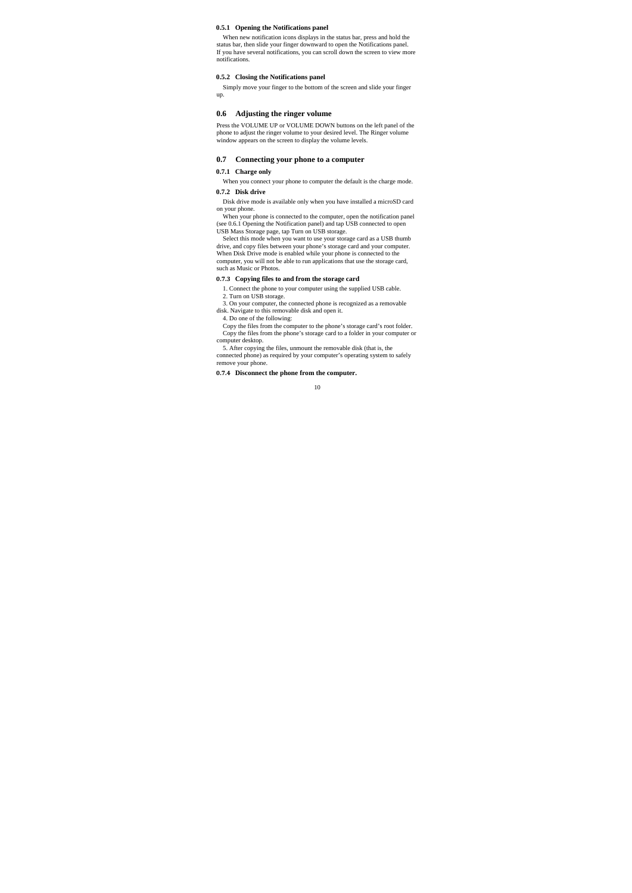### 0.5.1 Opening the Notifications panel

When new notification icons displays in the status bar, press and hold the status bar, then slide your finger downward to open the Notifications panel. If you have several notifications, you can scroll down the screen to view more notifications.

### 0.5.2 Closing the Notifications panel

Simply move your finger to the bottom of the screen and slide your finger up.

## 0.6 Adjusting the ringer volume

Press the VOLUME UP or VOLUME DOWN buttons on the left panel of the phone to adjust the ringer volume to your desired level. The Ringer volume window appears on the screen to display the volume levels.

## 0.7 Connecting your phone to a computer

### 0.7.1 Charge only

When you connect your phone to computer the default is the charge mode.

### 0.7.2 Disk drive

Disk drive mode is available only when you have installed a microSD card on your phone.

When your phone is connected to the computer, open the notification panel (see 0.6.1 Opening the Notification panel) and tap USB connected to open USB Mass Storage page, tap Turn on USB storage.

Select this mode when you want to use your storage card as a USB thumb drive, and copy files between your phone's storage card and your computer. When Disk Drive mode is enabled while your phone is connected to the computer, you will not be able to run applications that use the storage card, such as Music or Photos.

### 0.7.3 Copying files to and from the storage card

1. Connect the phone to your computer using the supplied USB cable.
2. Turn on USB storage.
3. On your computer, the connected phone is recognized as a removable disk. Navigate to this removable disk and open it.
4. Do one of the following:

Copy the files from the computer to the phone's storage card's root folder.

Copy the files from the phone's storage card to a folder in your computer or computer desktop.

5. After copying the files, unmount the removable disk (that is, the connected phone) as required by your computer's operating system to safely remove your phone.

### 0.7.4 Disconnect the phone from the computer.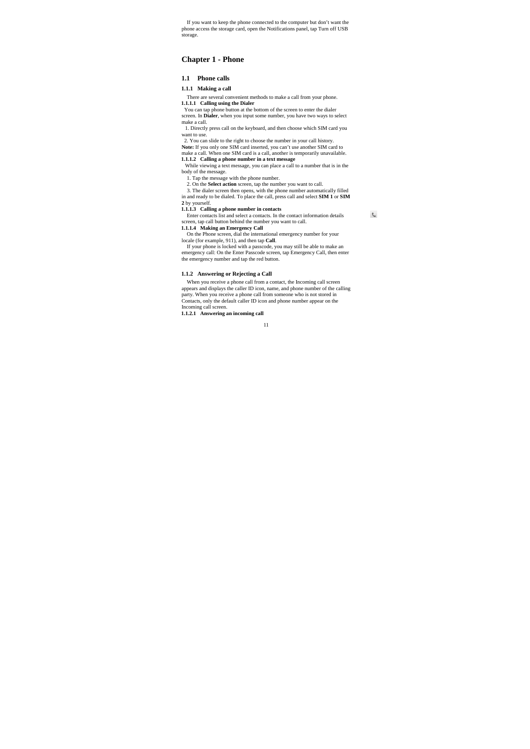If you want to keep the phone connected to the computer but don't want the phone access the storage card, open the Notifications panel, tap Turn off USB storage.

# Chapter 1 - Phone

## 1.1 Phone calls

### 1.1.1 Making a call

There are several convenient methods to make a call from your phone.

#### 1.1.1.1 Calling using the Dialer

You can tap phone button at the bottom of the screen to enter the dialer screen. In **Dialer**, when you input some number, you have two ways to select make a call.

1. Directly press call on the keyboard, and then choose which SIM card you want to use.
2. You can slide to the right to choose the number in your call history.

**Note:** If you only one SIM card inserted, you can't use another SIM card to make a call. When one SIM card is a call, another is temporarily unavailable.

#### 1.1.1.2 Calling a phone number in a text message

While viewing a text message, you can place a call to a number that is in the body of the message.

1. Tap the message with the phone number.
2. On the **Select action** screen, tap the number you want to call.
3. The dialer screen then opens, with the phone number automatically filled in and ready to be dialed. To place the call, press call and select **SIM 1** or **SIM 2** by yourself.

#### 1.1.1.3 Calling a phone number in contacts

Enter contacts list and select a contacts. In the contact information details screen, tap call button behind the number you want to call.

#### 1.1.1.4 Making an Emergency Call

On the Phone screen, dial the international emergency number for your locale (for example, 911), and then tap **Call**.

If your phone is locked with a passcode, you may still be able to make an emergency call: On the Enter Passcode screen, tap Emergency Call, then enter the emergency number and tap the red button.

### 1.1.2 Answering or Rejecting a Call

When you receive a phone call from a contact, the Incoming call screen appears and displays the caller ID icon, name, and phone number of the calling party. When you receive a phone call from someone who is not stored in Contacts, only the default caller ID icon and phone number appear on the Incoming call screen.

#### 1.1.2.1 Answering an incoming call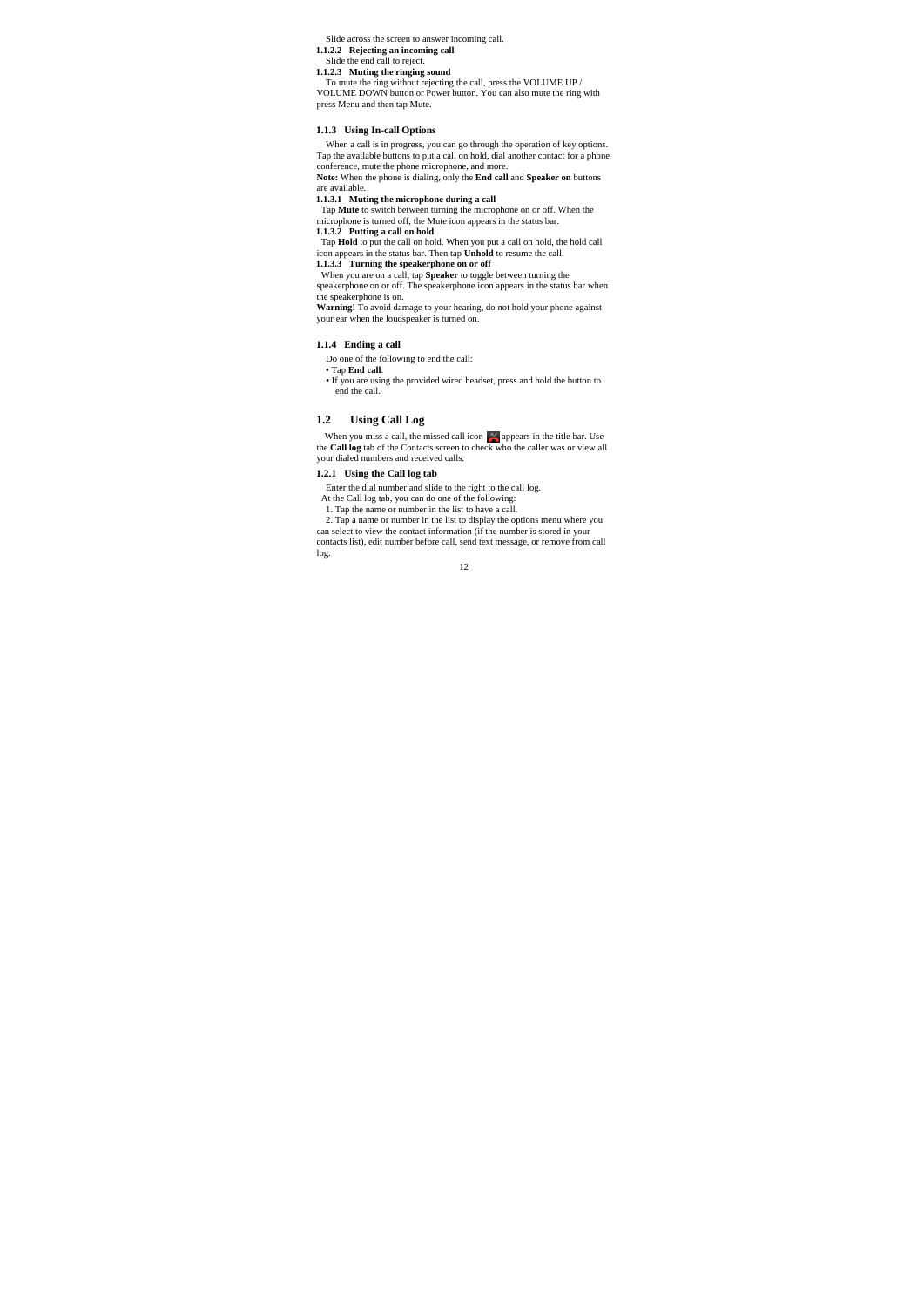Slide across the screen to answer incoming call.

#### 1.1.2.2 Rejecting an incoming call

Slide the end call to reject.

#### 1.1.2.3 Muting the ringing sound

To mute the ring without rejecting the call, press the VOLUME UP / VOLUME DOWN button or Power button. You can also mute the ring with press Menu and then tap Mute.

### 1.1.3 Using In-call Options

When a call is in progress, you can go through the operation of key options. Tap the available buttons to put a call on hold, dial another contact for a phone conference, mute the phone microphone, and more.

**Note:** When the phone is dialing, only the **End call** and **Speaker on** buttons are available.

#### 1.1.3.1 Muting the microphone during a call

Tap **Mute** to switch between turning the microphone on or off. When the microphone is turned off, the Mute icon appears in the status bar.

#### 1.1.3.2 Putting a call on hold

Tap **Hold** to put the call on hold. When you put a call on hold, the hold call icon appears in the status bar. Then tap **Unhold** to resume the call.

#### 1.1.3.3 Turning the speakerphone on or off

When you are on a call, tap **Speaker** to toggle between turning the speakerphone on or off. The speakerphone icon appears in the status bar when the speakerphone is on.

**Warning!** To avoid damage to your hearing, do not hold your phone against your ear when the loudspeaker is turned on.

### 1.1.4 Ending a call

Do one of the following to end the call:

- Tap **End call**.
- If you are using the provided wired headset, press and hold the button to end the call.

## 1.2 Using Call Log

When you miss a call, the missed call icon appears in the title bar. Use the **Call log** tab of the Contacts screen to check who the caller was or view all your dialed numbers and received calls.

### 1.2.1 Using the Call log tab

Enter the dial number and slide to the right to the call log.

At the Call log tab, you can do one of the following:

1. Tap the name or number in the list to have a call.
2. Tap a name or number in the list to display the options menu where you can select to view the contact information (if the number is stored in your contacts list), edit number before call, send text message, or remove from call log.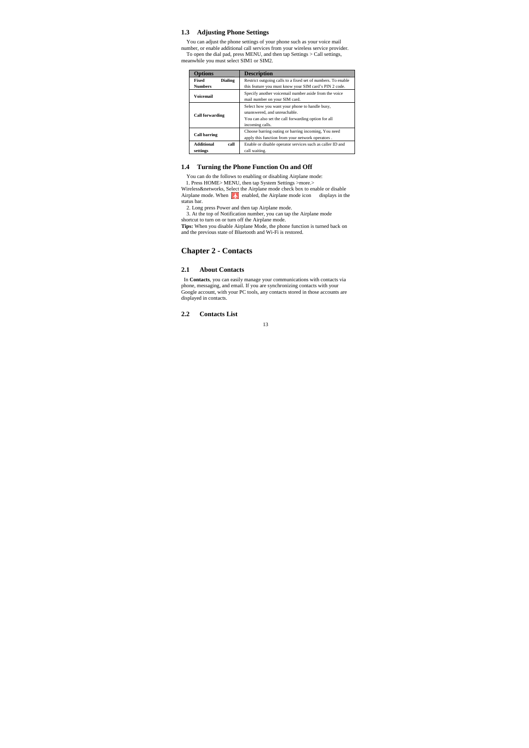## 1.3 Adjusting Phone Settings

You can adjust the phone settings of your phone such as your voice mail number, or enable additional call services from your wireless service provider.

To open the dial pad, press MENU, and then tap Settings > Call settings, meanwhile you must select SIM1 or SIM2.

| Options | Description |
|---|---|
| **Fixed Dialing Numbers** | Restrict outgoing calls to a fixed set of numbers. To enable this feature you must know your SIM card's PIN 2 code. |
| **Voicemail** | Specify another voicemail number aside from the voice mail number on your SIM card. |
| **Call forwarding** | Select how you want your phone to handle busy, unanswered, and unreachable. You can also set the call forwarding option for all incoming calls. |
| **Call barring** | Choose barring outing or barring incoming, You need apply this function from your network operators . |
| **Additional call settings** | Enable or disable operator services such as caller ID and call waiting. |

## 1.4 Turning the Phone Function On and Off

You can do the follows to enabling or disabling Airplane mode:

1. Press HOME> MENU, then tap System Settings >more.> Wireless&networks, Select the Airplane mode check box to enable or disable Airplane mode. When enabled, the Airplane mode icon displays in the status bar.
2. Long press Power and then tap Airplane mode.
3. At the top of Notification number, you can tap the Airplane mode shortcut to turn on or turn off the Airplane mode.

**Tips:** When you disable Airplane Mode, the phone function is turned back on and the previous state of Bluetooth and Wi-Fi is restored.

# Chapter 2 - Contacts

## 2.1 About Contacts

In **Contacts**, you can easily manage your communications with contacts via phone, messaging, and email. If you are synchronizing contacts with your Google account, with your PC tools, any contacts stored in those accounts are displayed in contacts.

## 2.2 Contacts List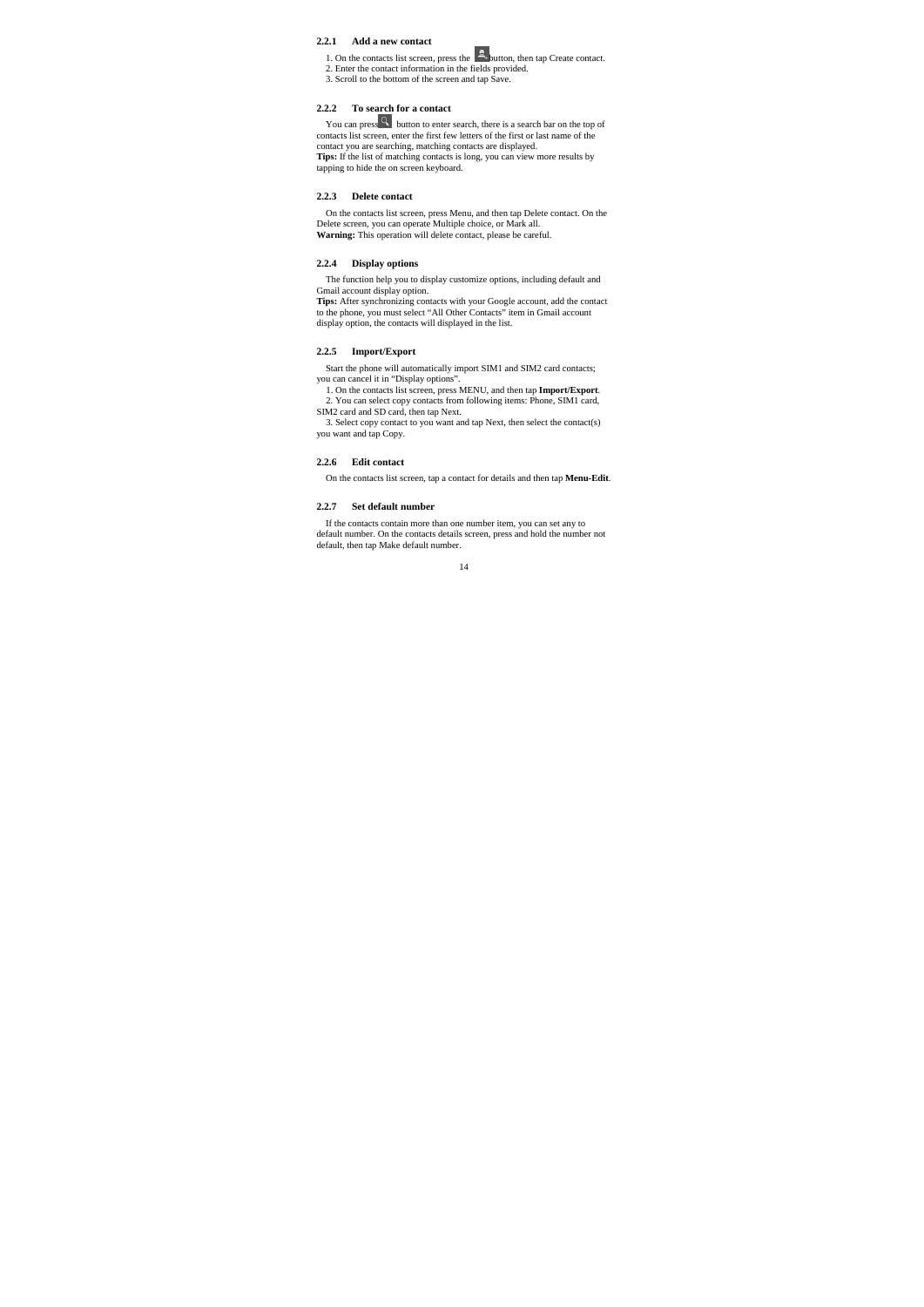### 2.2.1 Add a new contact

1. On the contacts list screen, press the button, then tap Create contact.
2. Enter the contact information in the fields provided.
3. Scroll to the bottom of the screen and tap Save.

### 2.2.2 To search for a contact

You can press button to enter search, there is a search bar on the top of contacts list screen, enter the first few letters of the first or last name of the contact you are searching, matching contacts are displayed.

**Tips:** If the list of matching contacts is long, you can view more results by tapping to hide the on screen keyboard.

### 2.2.3 Delete contact

On the contacts list screen, press Menu, and then tap Delete contact. On the Delete screen, you can operate Multiple choice, or Mark all.

**Warning:** This operation will delete contact, please be careful.

### 2.2.4 Display options

The function help you to display customize options, including default and Gmail account display option.

**Tips:** After synchronizing contacts with your Google account, add the contact to the phone, you must select "All Other Contacts" item in Gmail account display option, the contacts will displayed in the list.

### 2.2.5 Import/Export

Start the phone will automatically import SIM1 and SIM2 card contacts; you can cancel it in "Display options".

1. On the contacts list screen, press MENU, and then tap **Import/Export**.
2. You can select copy contacts from following items: Phone, SIM1 card, SIM2 card and SD card, then tap Next.
3. Select copy contact to you want and tap Next, then select the contact(s) you want and tap Copy.

### 2.2.6 Edit contact

On the contacts list screen, tap a contact for details and then tap **Menu-Edit**.

### 2.2.7 Set default number

If the contacts contain more than one number item, you can set any to default number. On the contacts details screen, press and hold the number not default, then tap Make default number.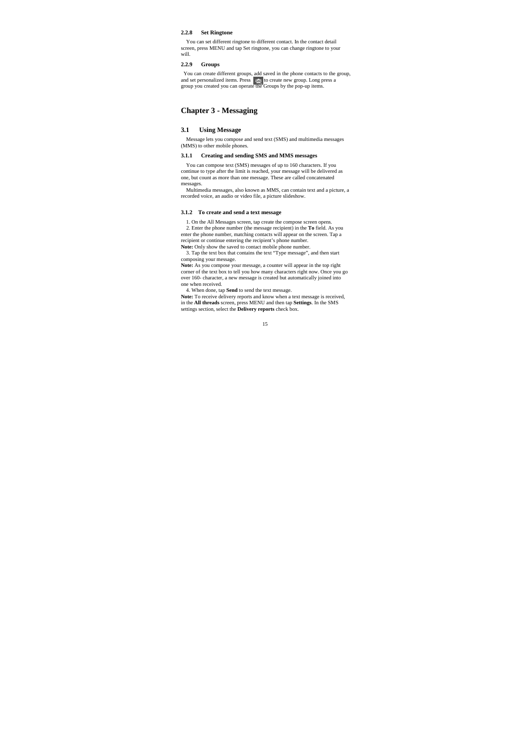### 2.2.8 Set Ringtone

You can set different ringtone to different contact. In the contact detail screen, press MENU and tap Set ringtone, you can change ringtone to your will.

### 2.2.9 Groups

You can create different groups, add saved in the phone contacts to the group, and set personalized items. Press  to create new group. Long press a group you created you can operate the Groups by the pop-up items.

# Chapter 3 - Messaging

## 3.1 Using Message

Message lets you compose and send text (SMS) and multimedia messages (MMS) to other mobile phones.

### 3.1.1 Creating and sending SMS and MMS messages

You can compose text (SMS) messages of up to 160 characters. If you continue to type after the limit is reached, your message will be delivered as one, but count as more than one message. These are called concatenated messages.

Multimedia messages, also known as MMS, can contain text and a picture, a recorded voice, an audio or video file, a picture slideshow.

### 3.1.2 To create and send a text message

1. On the All Messages screen, tap create the compose screen opens.
2. Enter the phone number (the message recipient) in the **To** field. As you enter the phone number, matching contacts will appear on the screen. Tap a recipient or continue entering the recipient's phone number.

**Note:** Only show the saved to contact mobile phone number.

3. Tap the text box that contains the text "Type message", and then start composing your message.

**Note:** As you compose your message, a counter will appear in the top right corner of the text box to tell you how many characters right now. Once you go over 160- character, a new message is created but automatically joined into one when received.

4. When done, tap **Send** to send the text message.

**Note:** To receive delivery reports and know when a text message is received, in the **All threads** screen, press MENU and then tap **Settings**. In the SMS settings section, select the **Delivery reports** check box.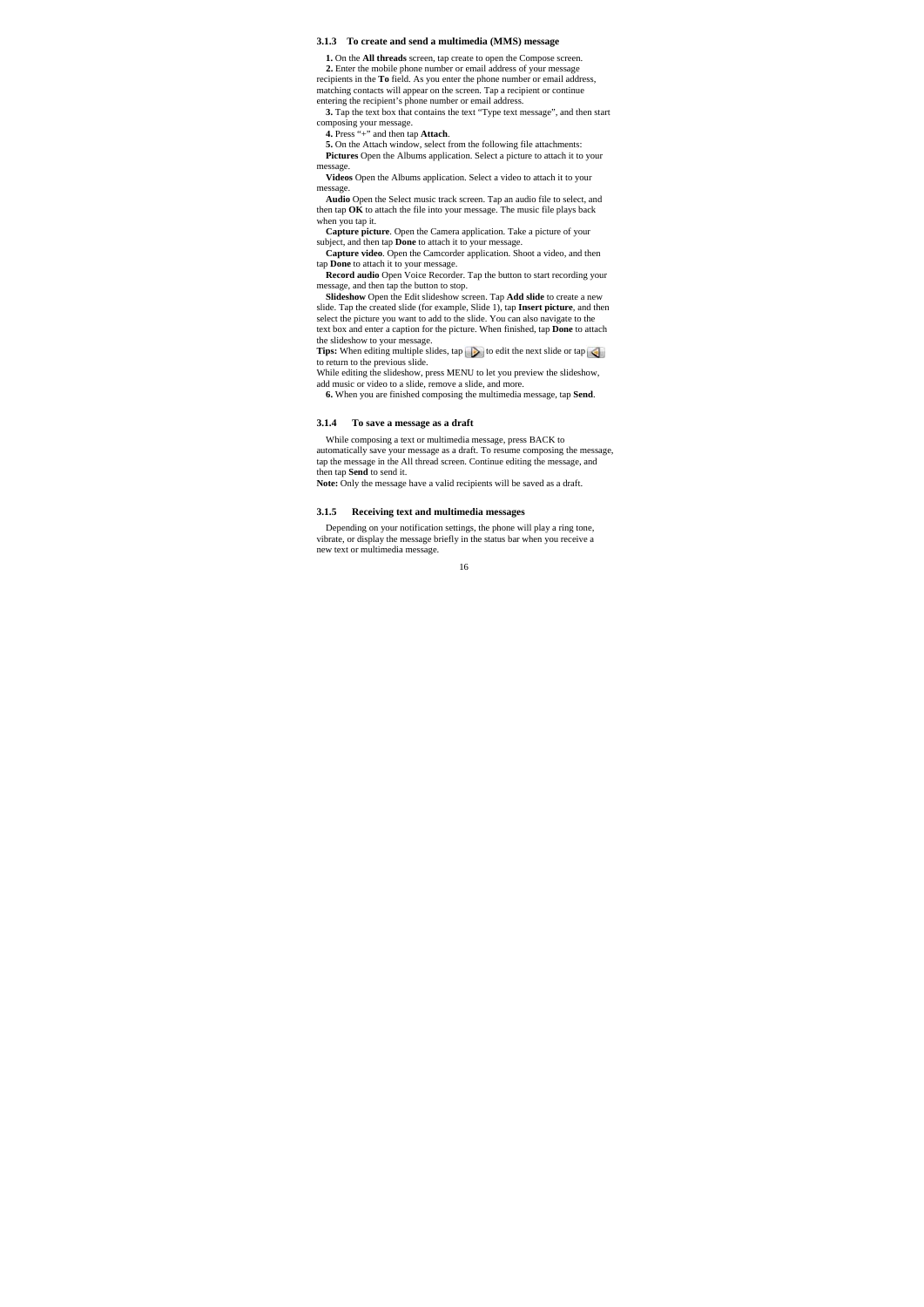### 3.1.3 To create and send a multimedia (MMS) message

**1.** On the **All threads** screen, tap create to open the Compose screen.

**2.** Enter the mobile phone number or email address of your message recipients in the **To** field. As you enter the phone number or email address, matching contacts will appear on the screen. Tap a recipient or continue entering the recipient's phone number or email address.

**3.** Tap the text box that contains the text "Type text message", and then start composing your message.

**4.** Press "+" and then tap **Attach**.

**5.** On the Attach window, select from the following file attachments:

**Pictures** Open the Albums application. Select a picture to attach it to your message.

**Videos** Open the Albums application. Select a video to attach it to your message.

**Audio** Open the Select music track screen. Tap an audio file to select, and then tap **OK** to attach the file into your message. The music file plays back when you tap it.

**Capture picture**. Open the Camera application. Take a picture of your subject, and then tap **Done** to attach it to your message.

**Capture video**. Open the Camcorder application. Shoot a video, and then tap **Done** to attach it to your message.

**Record audio** Open Voice Recorder. Tap the button to start recording your message, and then tap the button to stop.

**Slideshow** Open the Edit slideshow screen. Tap **Add slide** to create a new slide. Tap the created slide (for example, Slide 1), tap **Insert picture**, and then select the picture you want to add to the slide. You can also navigate to the text box and enter a caption for the picture. When finished, tap **Done** to attach the slideshow to your message.

**Tips:** When editing multiple slides, tap to edit the next slide or tap to return to the previous slide.

While editing the slideshow, press MENU to let you preview the slideshow, add music or video to a slide, remove a slide, and more.

**6.** When you are finished composing the multimedia message, tap **Send**.

### 3.1.4 To save a message as a draft

While composing a text or multimedia message, press BACK to automatically save your message as a draft. To resume composing the message, tap the message in the All thread screen. Continue editing the message, and then tap **Send** to send it.

**Note:** Only the message have a valid recipients will be saved as a draft.

### 3.1.5 Receiving text and multimedia messages

Depending on your notification settings, the phone will play a ring tone, vibrate, or display the message briefly in the status bar when you receive a new text or multimedia message.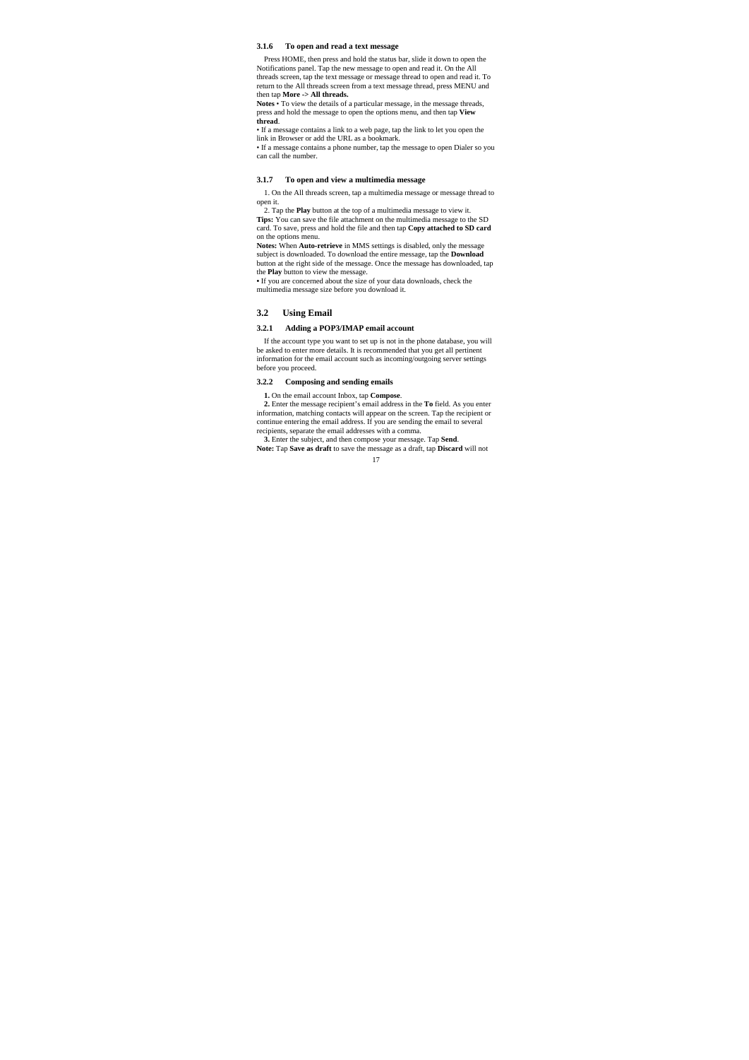### 3.1.6 To open and read a text message

Press HOME, then press and hold the status bar, slide it down to open the Notifications panel. Tap the new message to open and read it. On the All threads screen, tap the text message or message thread to open and read it. To return to the All threads screen from a text message thread, press MENU and then tap **More -> All threads.**

**Notes** • To view the details of a particular message, in the message threads, press and hold the message to open the options menu, and then tap **View thread**.

• If a message contains a link to a web page, tap the link to let you open the link in Browser or add the URL as a bookmark.

• If a message contains a phone number, tap the message to open Dialer so you can call the number.

### 3.1.7 To open and view a multimedia message

1. On the All threads screen, tap a multimedia message or message thread to open it.

2. Tap the **Play** button at the top of a multimedia message to view it.

**Tips:** You can save the file attachment on the multimedia message to the SD card. To save, press and hold the file and then tap **Copy attached to SD card** on the options menu.

**Notes:** When **Auto-retrieve** in MMS settings is disabled, only the message subject is downloaded. To download the entire message, tap the **Download** button at the right side of the message. Once the message has downloaded, tap the **Play** button to view the message.

• If you are concerned about the size of your data downloads, check the multimedia message size before you download it.

## 3.2 Using Email

### 3.2.1 Adding a POP3/IMAP email account

If the account type you want to set up is not in the phone database, you will be asked to enter more details. It is recommended that you get all pertinent information for the email account such as incoming/outgoing server settings before you proceed.

### 3.2.2 Composing and sending emails

**1.** On the email account Inbox, tap **Compose**.

**2.** Enter the message recipient's email address in the **To** field. As you enter information, matching contacts will appear on the screen. Tap the recipient or continue entering the email address. If you are sending the email to several recipients, separate the email addresses with a comma.

**3.** Enter the subject, and then compose your message. Tap **Send**.

**Note:** Tap **Save as draft** to save the message as a draft, tap **Discard** will not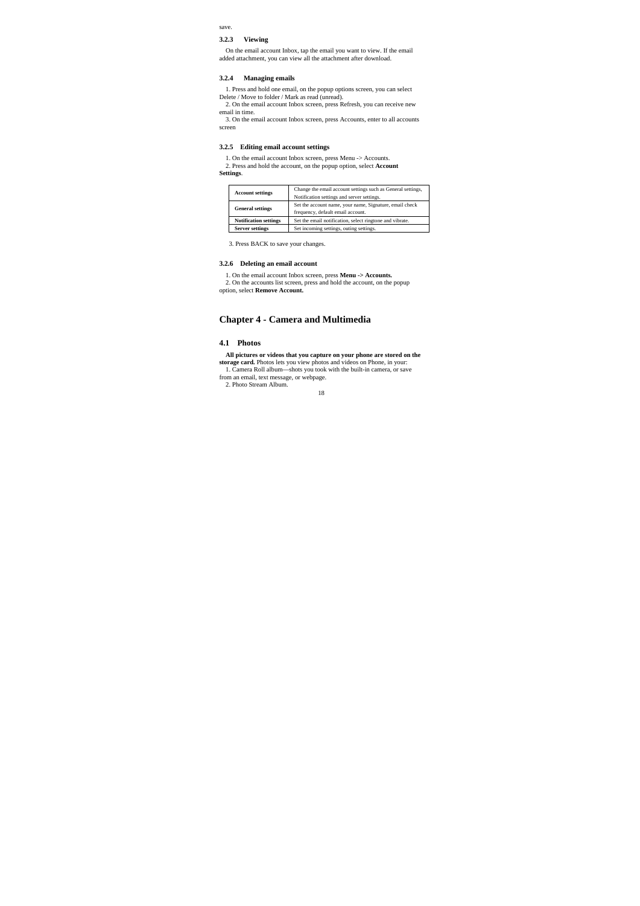save.

### 3.2.3 Viewing

On the email account Inbox, tap the email you want to view. If the email added attachment, you can view all the attachment after download.

### 3.2.4 Managing emails

1. Press and hold one email, on the popup options screen, you can select Delete / Move to folder / Mark as read (unread).
2. On the email account Inbox screen, press Refresh, you can receive new email in time.
3. On the email account Inbox screen, press Accounts, enter to all accounts screen

### 3.2.5 Editing email account settings

1. On the email account Inbox screen, press Menu -> Accounts.
2. Press and hold the account, on the popup option, select **Account Settings**.

| | |
|---|---|
| **Account settings** | Change the email account settings such as General settings, Notification settings and server settings. |
| **General settings** | Set the account name, your name, Signature, email check frequency, default email account. |
| **Notification settings** | Set the email notification, select ringtone and vibrate. |
| **Server settings** | Set incoming settings, outing settings. |

3. Press BACK to save your changes.

### 3.2.6 Deleting an email account

1. On the email account Inbox screen, press **Menu -> Accounts.**
2. On the accounts list screen, press and hold the account, on the popup option, select **Remove Account.**

# Chapter 4 - Camera and Multimedia

## 4.1 Photos

**All pictures or videos that you capture on your phone are stored on the storage card.** Photos lets you view photos and videos on Phone, in your:

1. Camera Roll album—shots you took with the built-in camera, or save from an email, text message, or webpage.
2. Photo Stream Album.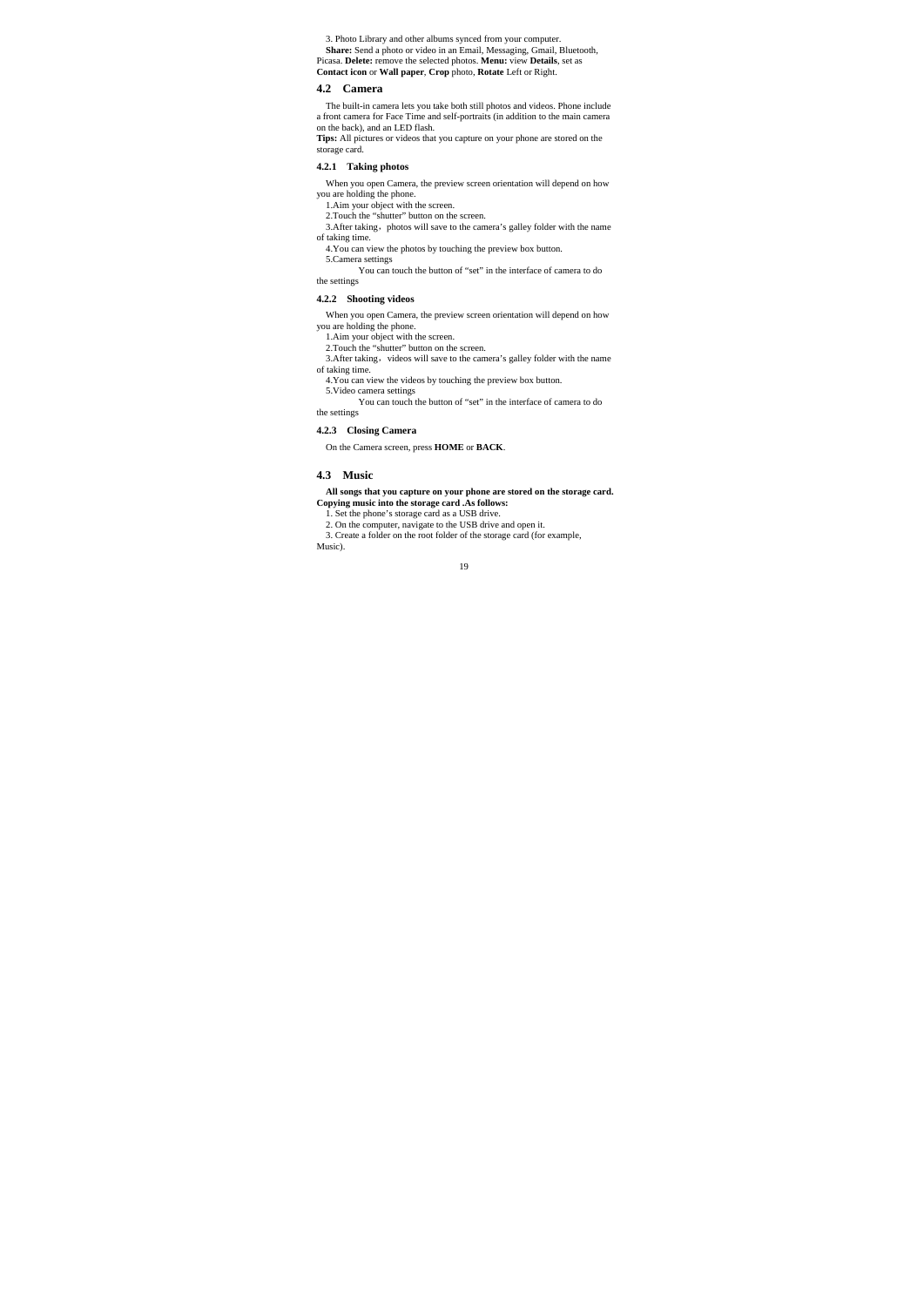3. Photo Library and other albums synced from your computer.

**Share:** Send a photo or video in an Email, Messaging, Gmail, Bluetooth, Picasa. **Delete:** remove the selected photos. **Menu:** view **Details**, set as **Contact icon** or **Wall paper**, **Crop** photo, **Rotate** Left or Right.

## 4.2 Camera

The built-in camera lets you take both still photos and videos. Phone include a front camera for Face Time and self-portraits (in addition to the main camera on the back), and an LED flash.

**Tips:** All pictures or videos that you capture on your phone are stored on the storage card.

### 4.2.1 Taking photos

When you open Camera, the preview screen orientation will depend on how you are holding the phone.

1.Aim your object with the screen.

2.Touch the "shutter" button on the screen.

3.After taking，photos will save to the camera's galley folder with the name of taking time.

4.You can view the photos by touching the preview box button.

5.Camera settings

You can touch the button of "set" in the interface of camera to do the settings

### 4.2.2 Shooting videos

When you open Camera, the preview screen orientation will depend on how you are holding the phone.

1.Aim your object with the screen.

2.Touch the "shutter" button on the screen.

3.After taking，videos will save to the camera's galley folder with the name of taking time.

4.You can view the videos by touching the preview box button.

5.Video camera settings

You can touch the button of "set" in the interface of camera to do the settings

### 4.2.3 Closing Camera

On the Camera screen, press **HOME** or **BACK**.

## 4.3 Music

**All songs that you capture on your phone are stored on the storage card. Copying music into the storage card .As follows:**

1. Set the phone's storage card as a USB drive.

2. On the computer, navigate to the USB drive and open it.

3. Create a folder on the root folder of the storage card (for example, Music).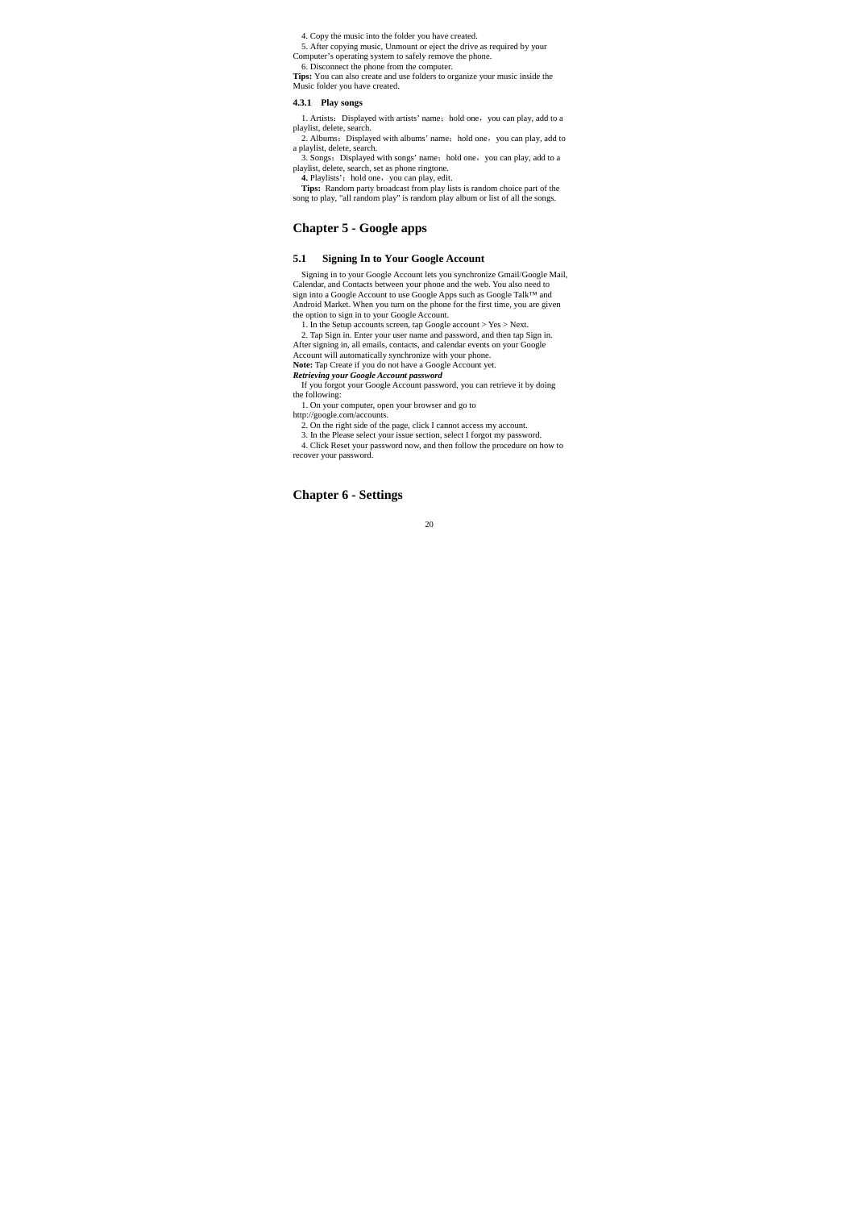4. Copy the music into the folder you have created.

5. After copying music, Unmount or eject the drive as required by your Computer's operating system to safely remove the phone.

6. Disconnect the phone from the computer.

**Tips:** You can also create and use folders to organize your music inside the Music folder you have created.

### 4.3.1 Play songs

1. Artists：Displayed with artists' name；hold one，you can play, add to a playlist, delete, search.

2. Albums：Displayed with albums' name；hold one，you can play, add to a playlist, delete, search.

3. Songs：Displayed with songs' name；hold one，you can play, add to a playlist, delete, search, set as phone ringtone.

**4.** Playlists'；hold one，you can play, edit.

**Tips:** Random party broadcast from play lists is random choice part of the song to play, "all random play" is random play album or list of all the songs.

# Chapter 5 - Google apps

## 5.1 Signing In to Your Google Account

Signing in to your Google Account lets you synchronize Gmail/Google Mail, Calendar, and Contacts between your phone and the web. You also need to sign into a Google Account to use Google Apps such as Google Talk™ and Android Market. When you turn on the phone for the first time, you are given the option to sign in to your Google Account.

1. In the Setup accounts screen, tap Google account > Yes > Next.

2. Tap Sign in. Enter your user name and password, and then tap Sign in. After signing in, all emails, contacts, and calendar events on your Google Account will automatically synchronize with your phone.

**Note:** Tap Create if you do not have a Google Account yet.

***Retrieving your Google Account password***

If you forgot your Google Account password, you can retrieve it by doing the following:

1. On your computer, open your browser and go to http://google.com/accounts.

2. On the right side of the page, click I cannot access my account.

3. In the Please select your issue section, select I forgot my password.

4. Click Reset your password now, and then follow the procedure on how to recover your password.

# Chapter 6 - Settings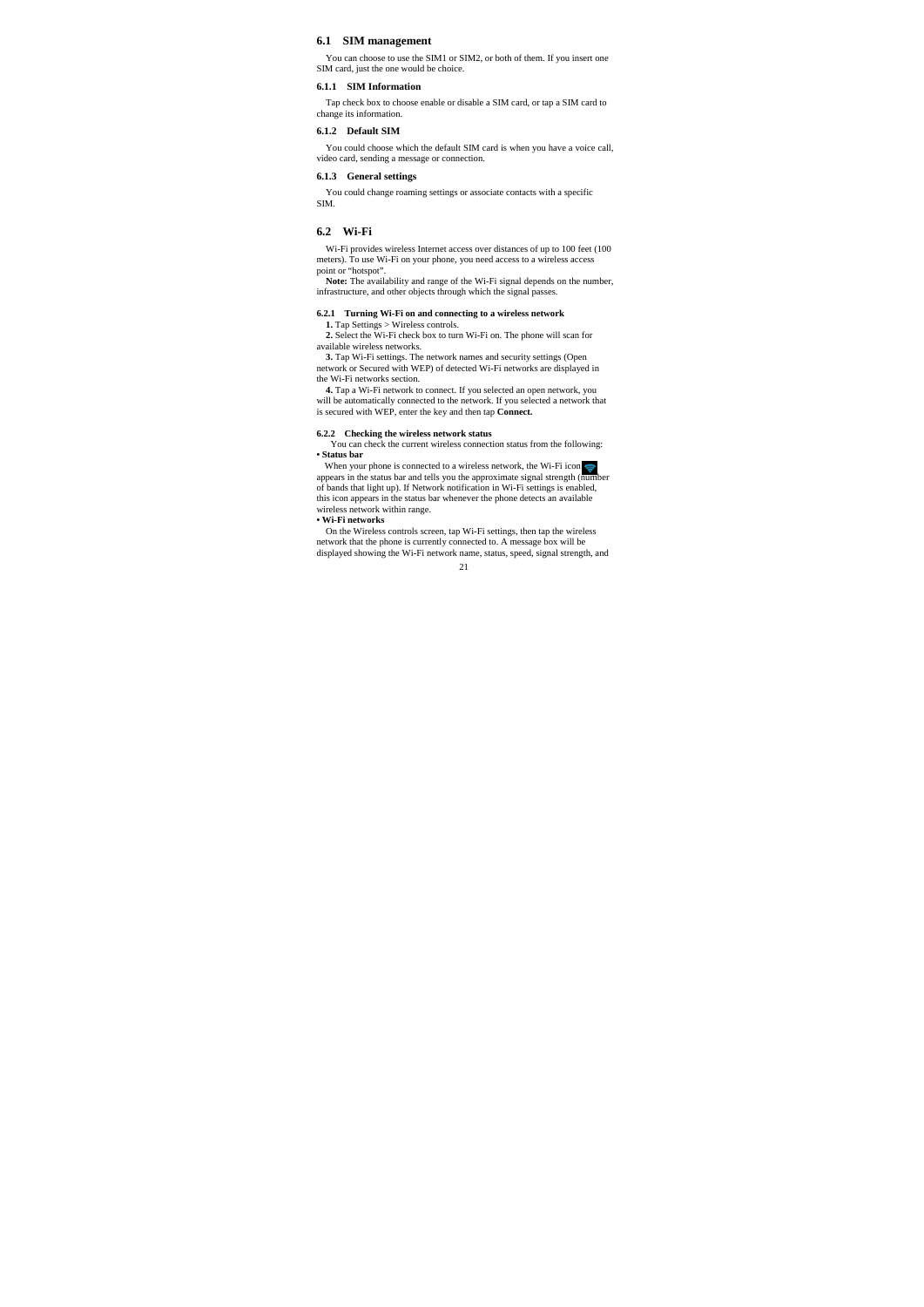## 6.1 SIM management

You can choose to use the SIM1 or SIM2, or both of them. If you insert one SIM card, just the one would be choice.

### 6.1.1 SIM Information

Tap check box to choose enable or disable a SIM card, or tap a SIM card to change its information.

### 6.1.2 Default SIM

You could choose which the default SIM card is when you have a voice call, video card, sending a message or connection.

### 6.1.3 General settings

You could change roaming settings or associate contacts with a specific SIM.

## 6.2 Wi-Fi

Wi-Fi provides wireless Internet access over distances of up to 100 feet (100 meters). To use Wi-Fi on your phone, you need access to a wireless access point or "hotspot".

**Note:** The availability and range of the Wi-Fi signal depends on the number, infrastructure, and other objects through which the signal passes.

### 6.2.1 Turning Wi-Fi on and connecting to a wireless network

**1.** Tap Settings > Wireless controls.

**2.** Select the Wi-Fi check box to turn Wi-Fi on. The phone will scan for available wireless networks.

**3.** Tap Wi-Fi settings. The network names and security settings (Open network or Secured with WEP) of detected Wi-Fi networks are displayed in the Wi-Fi networks section.

**4.** Tap a Wi-Fi network to connect. If you selected an open network, you will be automatically connected to the network. If you selected a network that is secured with WEP, enter the key and then tap **Connect.**

### 6.2.2 Checking the wireless network status

You can check the current wireless connection status from the following:

**• Status bar**

When your phone is connected to a wireless network, the Wi-Fi icon appears in the status bar and tells you the approximate signal strength (number of bands that light up). If Network notification in Wi-Fi settings is enabled, this icon appears in the status bar whenever the phone detects an available wireless network within range.

**• Wi-Fi networks**

On the Wireless controls screen, tap Wi-Fi settings, then tap the wireless network that the phone is currently connected to. A message box will be displayed showing the Wi-Fi network name, status, speed, signal strength, and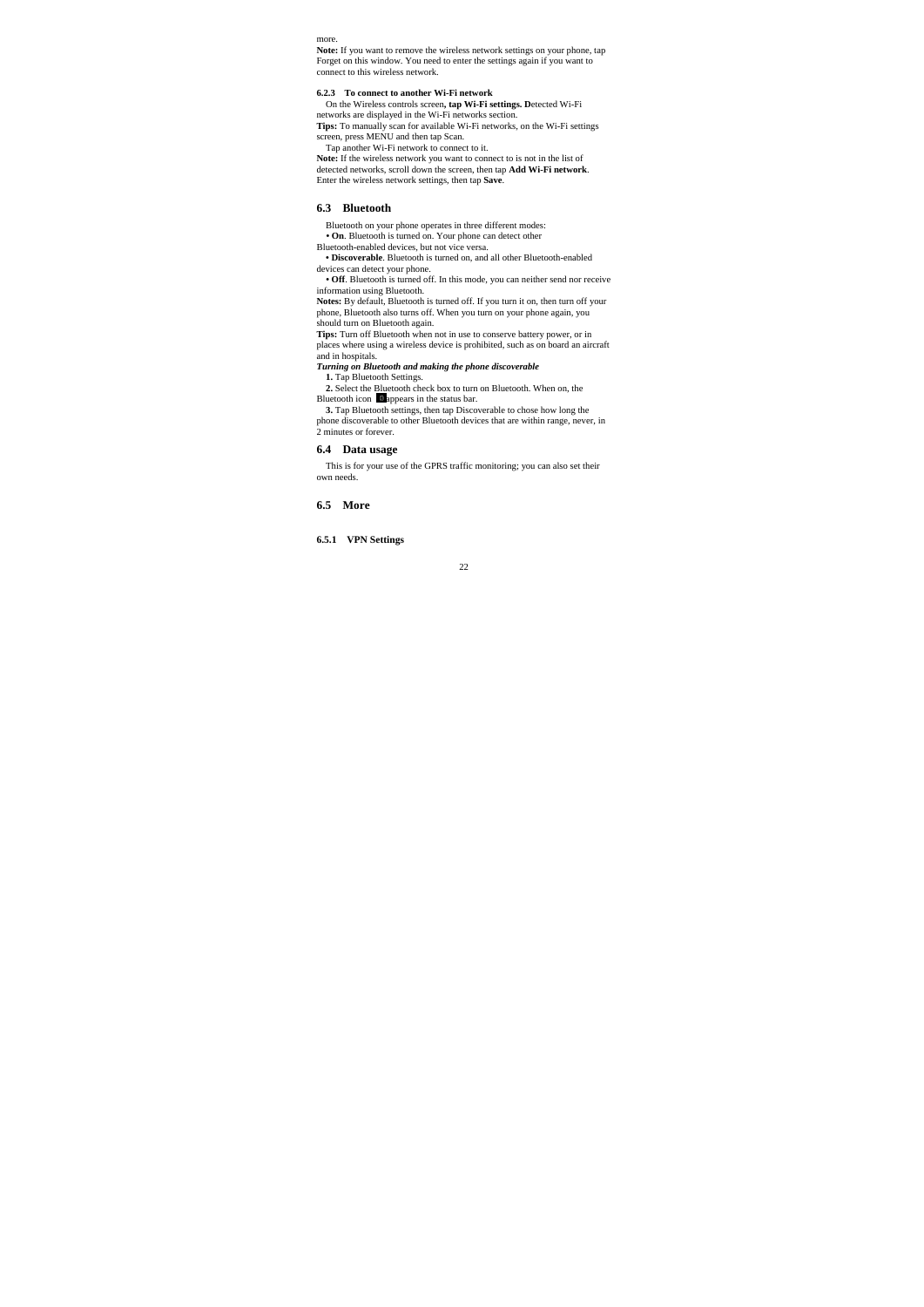more.

**Note:** If you want to remove the wireless network settings on your phone, tap Forget on this window. You need to enter the settings again if you want to connect to this wireless network.

#### 6.2.3 To connect to another Wi-Fi network

On the Wireless controls screen**, tap Wi-Fi settings. D**etected Wi-Fi networks are displayed in the Wi-Fi networks section.

**Tips:** To manually scan for available Wi-Fi networks, on the Wi-Fi settings screen, press MENU and then tap Scan.

Tap another Wi-Fi network to connect to it.

**Note:** If the wireless network you want to connect to is not in the list of detected networks, scroll down the screen, then tap **Add Wi-Fi network**. Enter the wireless network settings, then tap **Save**.

## 6.3 Bluetooth

Bluetooth on your phone operates in three different modes:

**• On**. Bluetooth is turned on. Your phone can detect other Bluetooth-enabled devices, but not vice versa.

**• Discoverable**. Bluetooth is turned on, and all other Bluetooth-enabled devices can detect your phone.

**• Off**. Bluetooth is turned off. In this mode, you can neither send nor receive information using Bluetooth.

**Notes:** By default, Bluetooth is turned off. If you turn it on, then turn off your phone, Bluetooth also turns off. When you turn on your phone again, you should turn on Bluetooth again.

**Tips:** Turn off Bluetooth when not in use to conserve battery power, or in places where using a wireless device is prohibited, such as on board an aircraft and in hospitals.

***Turning on Bluetooth and making the phone discoverable***

**1.** Tap Bluetooth Settings.

**2.** Select the Bluetooth check box to turn on Bluetooth. When on, the Bluetooth icon appears in the status bar.

**3.** Tap Bluetooth settings, then tap Discoverable to chose how long the phone discoverable to other Bluetooth devices that are within range, never, in 2 minutes or forever.

## 6.4 Data usage

This is for your use of the GPRS traffic monitoring; you can also set their own needs.

## 6.5 More

#### 6.5.1 VPN Settings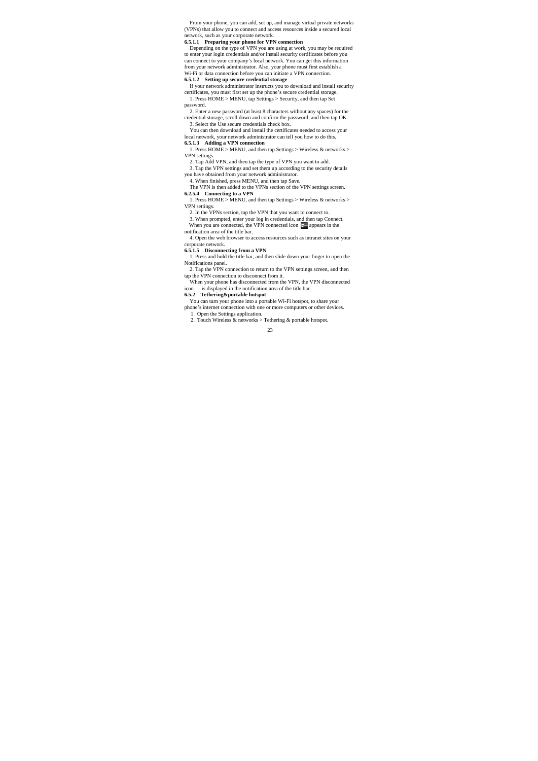From your phone, you can add, set up, and manage virtual private networks (VPNs) that allow you to connect and access resources inside a secured local network, such as your corporate network.

### 6.5.1.1 Preparing your phone for VPN connection

Depending on the type of VPN you are using at work, you may be required to enter your login credentials and/or install security certificates before you can connect to your company's local network. You can get this information from your network administrator. Also, your phone must first establish a Wi-Fi or data connection before you can initiate a VPN connection.

### 6.5.1.2 Setting up secure credential storage

If your network administrator instructs you to download and install security certificates, you must first set up the phone's secure credential storage.

1. Press HOME > MENU, tap Settings > Security, and then tap Set password.
2. Enter a new password (at least 8 characters without any spaces) for the credential storage, scroll down and confirm the password, and then tap OK.
3. Select the Use secure credentials check box.

You can then download and install the certificates needed to access your local network, your network administrator can tell you how to do this.

### 6.5.1.3 Adding a VPN connection

1. Press HOME > MENU, and then tap Settings > Wireless & networks > VPN settings.
2. Tap Add VPN, and then tap the type of VPN you want to add.
3. Tap the VPN settings and set them up according to the security details you have obtained from your network administrator.
4. When finished, press MENU, and then tap Save.

The VPN is then added to the VPNs section of the VPN settings screen.

### 6.2.5.4 Connecting to a VPN

1. Press HOME > MENU, and then tap Settings > Wireless & networks > VPN settings.
2. In the VPNs section, tap the VPN that you want to connect to.
3. When prompted, enter your log in credentials, and then tap Connect.

When you are connected, the VPN connected icon appears in the notification area of the title bar.

4. Open the web browser to access resources such as intranet sites on your corporate network.

### 6.5.1.5 Disconnecting from a VPN

1. Press and hold the title bar, and then slide down your finger to open the Notifications panel.
2. Tap the VPN connection to return to the VPN settings screen, and then tap the VPN connection to disconnect from it.

When your phone has disconnected from the VPN, the VPN disconnected icon is displayed in the notification area of the title bar.

### 6.5.2 Tethering&portable hotspot

You can turn your phone into a portable Wi-Fi hotspot, to share your phone's internet connection with one or more computers or other devices.

1. Open the Settings application.
2. Touch Wireless & networks > Tethering & portable hotspot.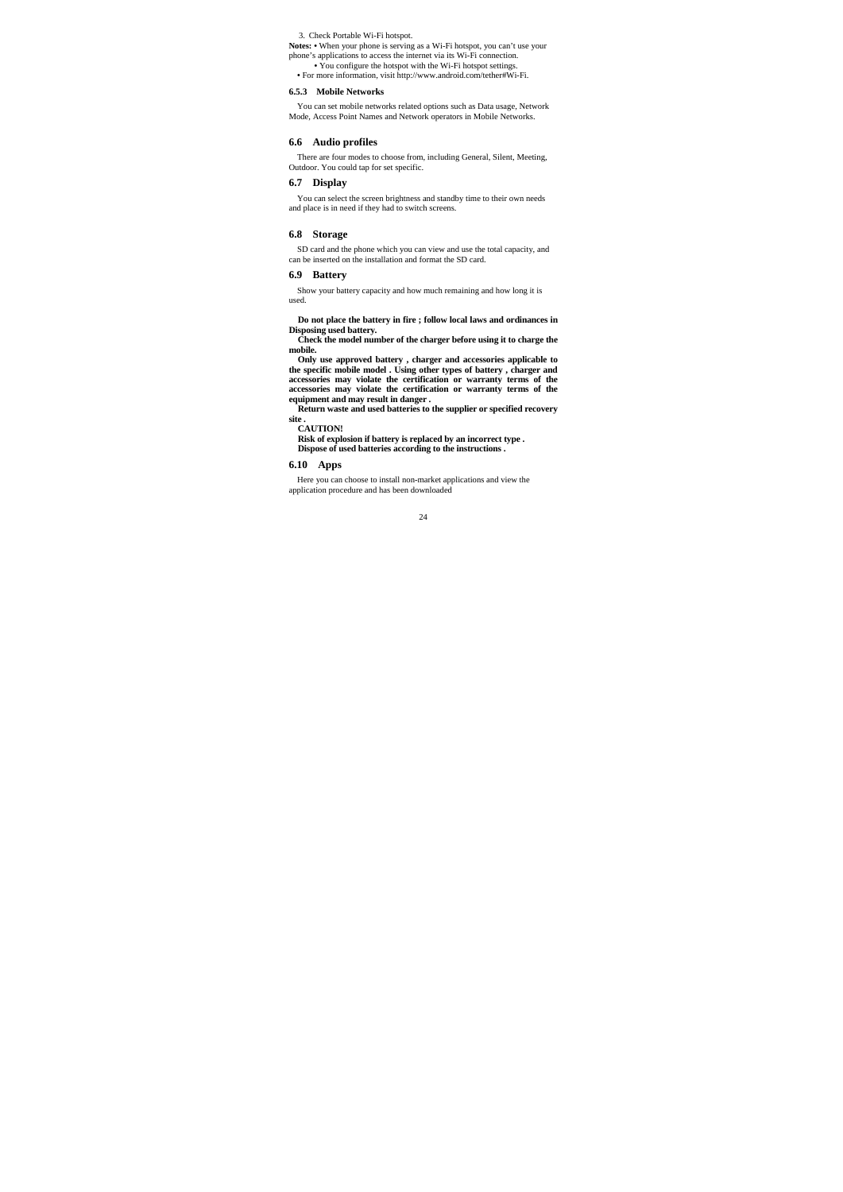3. Check Portable Wi-Fi hotspot.

**Notes:** • When your phone is serving as a Wi-Fi hotspot, you can't use your phone's applications to access the internet via its Wi-Fi connection.

• You configure the hotspot with the Wi-Fi hotspot settings.

• For more information, visit http://www.android.com/tether#Wi-Fi.

#### 6.5.3 Mobile Networks

You can set mobile networks related options such as Data usage, Network Mode, Access Point Names and Network operators in Mobile Networks.

### 6.6 Audio profiles

There are four modes to choose from, including General, Silent, Meeting, Outdoor. You could tap for set specific.

### 6.7 Display

You can select the screen brightness and standby time to their own needs and place is in need if they had to switch screens.

### 6.8 Storage

SD card and the phone which you can view and use the total capacity, and can be inserted on the installation and format the SD card.

### 6.9 Battery

Show your battery capacity and how much remaining and how long it is used.

**Do not place the battery in fire ; follow local laws and ordinances in Disposing used battery.**

**Check the model number of the charger before using it to charge the mobile.**

**Only use approved battery , charger and accessories applicable to the specific mobile model . Using other types of battery , charger and accessories may violate the certification or warranty terms of the accessories may violate the certification or warranty terms of the equipment and may result in danger .**

**Return waste and used batteries to the supplier or specified recovery site .**

**CAUTION!**

**Risk of explosion if battery is replaced by an incorrect type .**

**Dispose of used batteries according to the instructions .**

### 6.10 Apps

Here you can choose to install non-market applications and view the application procedure and has been downloaded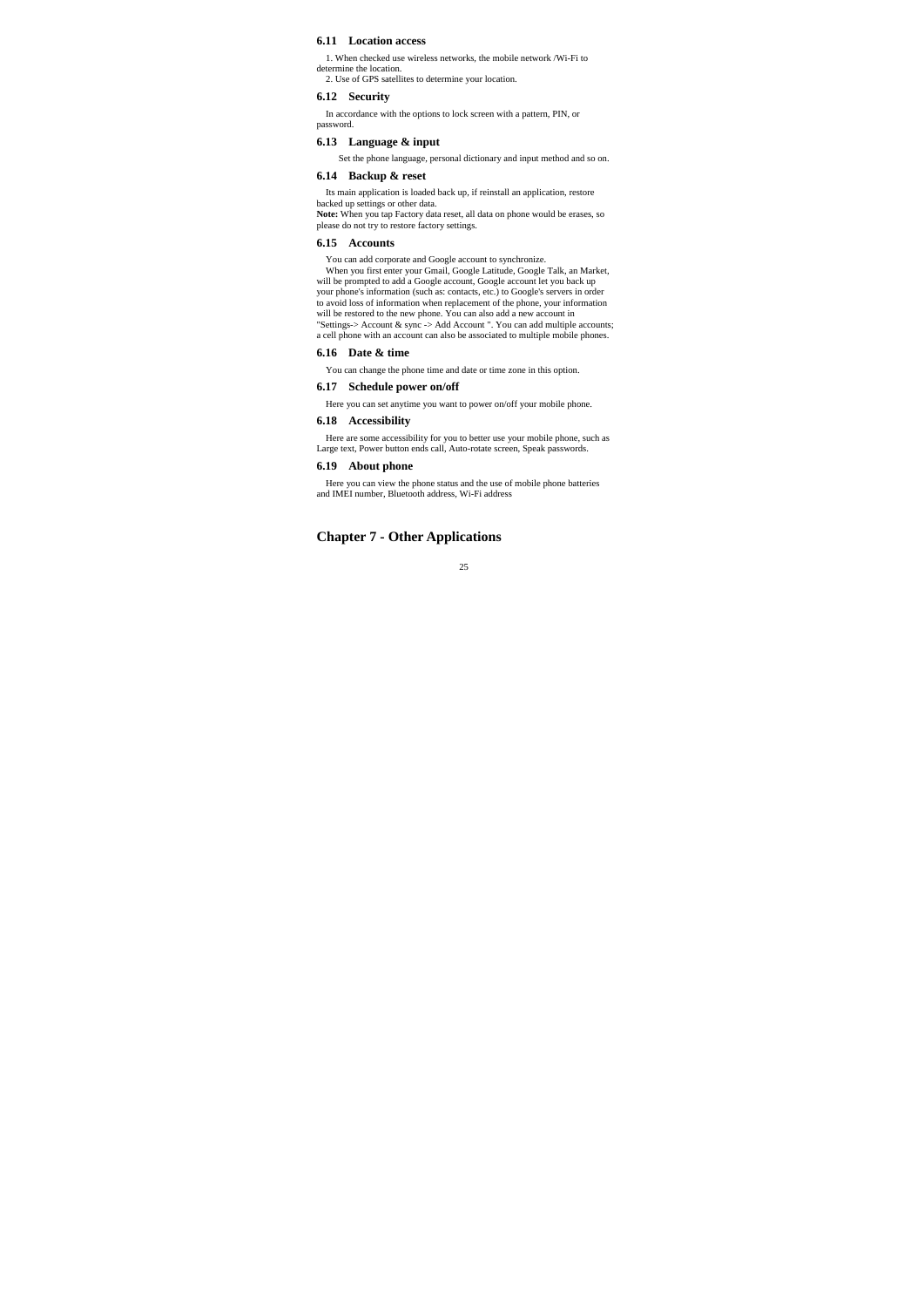### 6.11 Location access

1. When checked use wireless networks, the mobile network /Wi-Fi to determine the location.
2. Use of GPS satellites to determine your location.

### 6.12 Security

In accordance with the options to lock screen with a pattern, PIN, or password.

### 6.13 Language & input

Set the phone language, personal dictionary and input method and so on.

### 6.14 Backup & reset

Its main application is loaded back up, if reinstall an application, restore backed up settings or other data.
**Note:** When you tap Factory data reset, all data on phone would be erases, so please do not try to restore factory settings.

### 6.15 Accounts

You can add corporate and Google account to synchronize.
When you first enter your Gmail, Google Latitude, Google Talk, an Market, will be prompted to add a Google account, Google account let you back up your phone's information (such as: contacts, etc.) to Google's servers in order to avoid loss of information when replacement of the phone, your information will be restored to the new phone. You can also add a new account in "Settings-> Account & sync -> Add Account ". You can add multiple accounts; a cell phone with an account can also be associated to multiple mobile phones.

### 6.16 Date & time

You can change the phone time and date or time zone in this option.

### 6.17 Schedule power on/off

Here you can set anytime you want to power on/off your mobile phone.

### 6.18 Accessibility

Here are some accessibility for you to better use your mobile phone, such as Large text, Power button ends call, Auto-rotate screen, Speak passwords.

### 6.19 About phone

Here you can view the phone status and the use of mobile phone batteries and IMEI number, Bluetooth address, Wi-Fi address

## Chapter 7 - Other Applications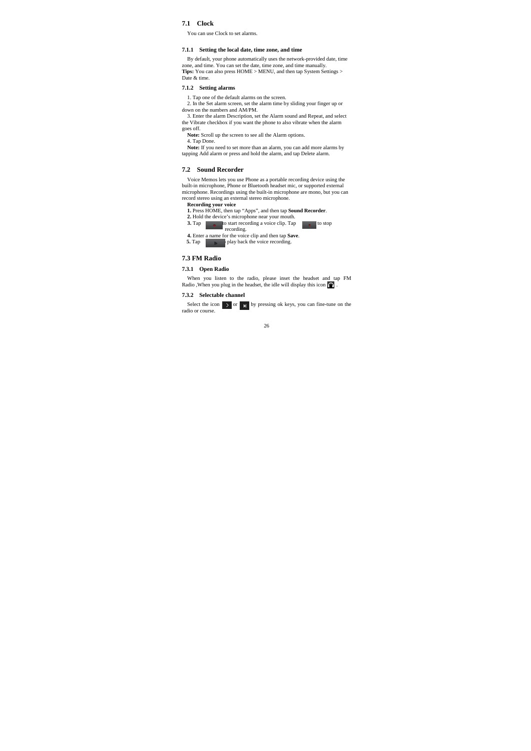## 7.1 Clock

You can use Clock to set alarms.

### 7.1.1 Setting the local date, time zone, and time

By default, your phone automatically uses the network-provided date, time zone, and time. You can set the date, time zone, and time manually.

**Tips:** You can also press HOME > MENU, and then tap System Settings > Date & time.

### 7.1.2 Setting alarms

1. Tap one of the default alarms on the screen.
2. In the Set alarm screen, set the alarm time by sliding your finger up or down on the numbers and AM/PM.
3. Enter the alarm Description, set the Alarm sound and Repeat, and select the Vibrate checkbox if you want the phone to also vibrate when the alarm goes off.

**Note:** Scroll up the screen to see all the Alarm options.

4. Tap Done.

**Note:** If you need to set more than an alarm, you can add more alarms by tapping Add alarm or press and hold the alarm, and tap Delete alarm.

## 7.2 Sound Recorder

Voice Memos lets you use Phone as a portable recording device using the built-in microphone, Phone or Bluetooth headset mic, or supported external microphone. Recordings using the built-in microphone are mono, but you can record stereo using an external stereo microphone.

**Recording your voice**

**1.** Press HOME, then tap "Apps", and then tap **Sound Recorder**.

**2.** Hold the device's microphone near your mouth.

**3.** Tap to start recording a voice clip. Tap to stop recording.

**4.** Enter a name for the voice clip and then tap **Save**.

**5.** Tap play back the voice recording.

## 7.3 FM Radio

### 7.3.1 Open Radio

When you listen to the radio, please inset the headset and tap FM Radio ,When you plug in the headset, the idle will display this icon .

### 7.3.2 Selectable channel

Select the icon or by pressing ok keys, you can fine-tune on the radio or course.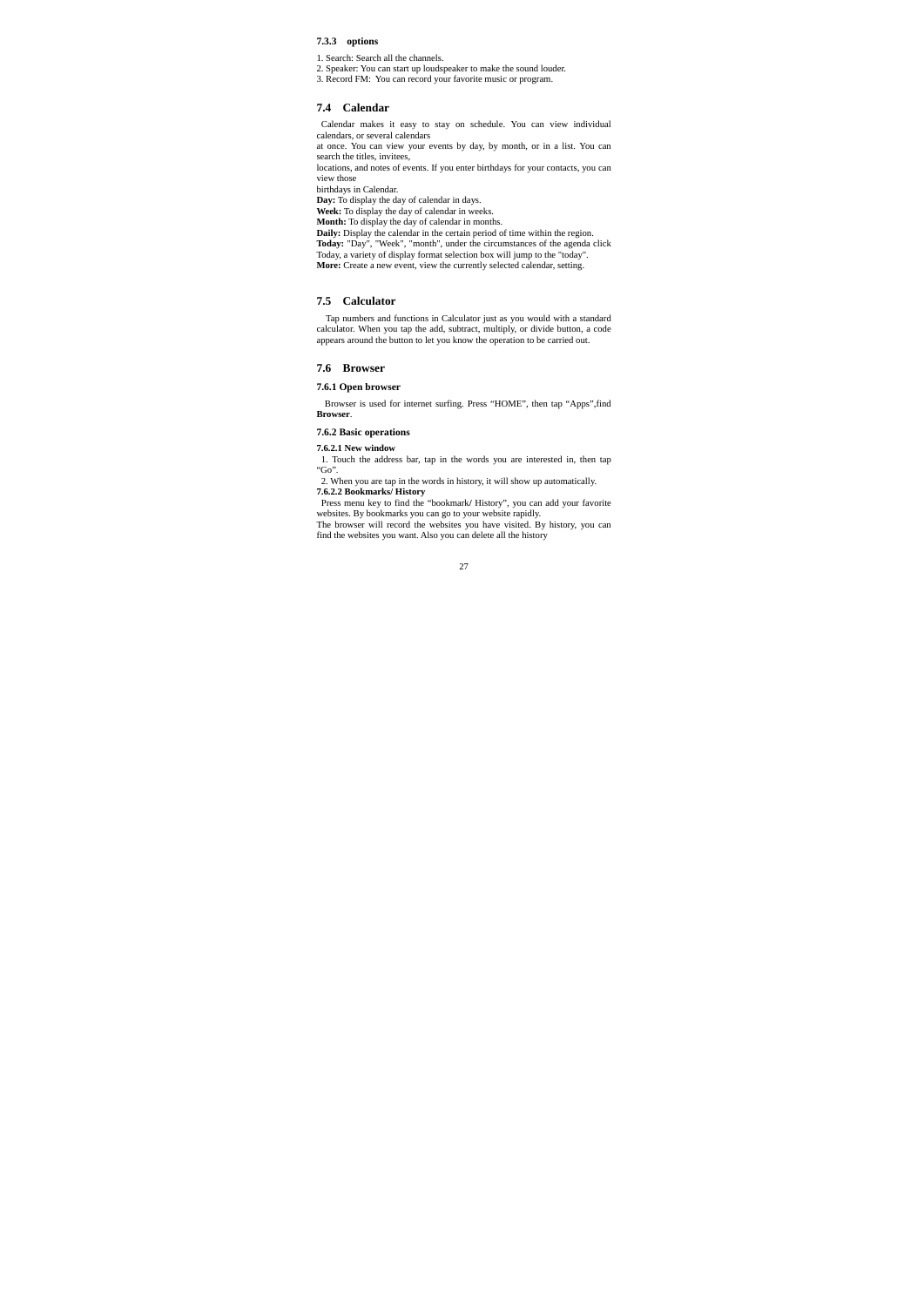### 7.3.3 options

1. Search: Search all the channels.
2. Speaker: You can start up loudspeaker to make the sound louder.
3. Record FM: You can record your favorite music or program.

## 7.4 Calendar

Calendar makes it easy to stay on schedule. You can view individual calendars, or several calendars
at once. You can view your events by day, by month, or in a list. You can search the titles, invitees,
locations, and notes of events. If you enter birthdays for your contacts, you can view those
birthdays in Calendar.
**Day:** To display the day of calendar in days.
**Week:** To display the day of calendar in weeks.
**Month:** To display the day of calendar in months.
**Daily:** Display the calendar in the certain period of time within the region.
**Today:** "Day", "Week", "month", under the circumstances of the agenda click Today, a variety of display format selection box will jump to the "today".
**More:** Create a new event, view the currently selected calendar, setting.

## 7.5 Calculator

Tap numbers and functions in Calculator just as you would with a standard calculator. When you tap the add, subtract, multiply, or divide button, a code appears around the button to let you know the operation to be carried out.

## 7.6 Browser

### 7.6.1 Open browser

Browser is used for internet surfing. Press "HOME", then tap "Apps",find **Browser**.

### 7.6.2 Basic operations

#### 7.6.2.1 New window

1. Touch the address bar, tap in the words you are interested in, then tap "Go".
2. When you are tap in the words in history, it will show up automatically.

#### 7.6.2.2 Bookmarks/ History

Press menu key to find the "bookmark/ History", you can add your favorite websites. By bookmarks you can go to your website rapidly.
The browser will record the websites you have visited. By history, you can find the websites you want. Also you can delete all the history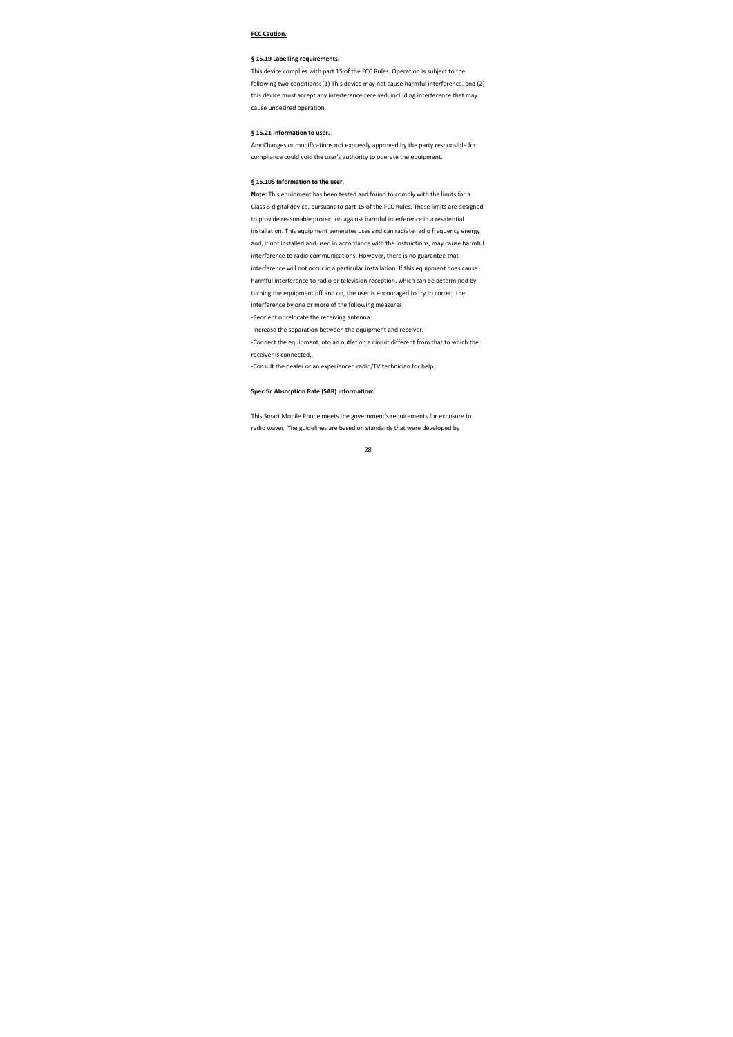**FCC Caution.**

**§ 15.19 Labelling requirements.**

This device complies with part 15 of the FCC Rules. Operation is subject to the following two conditions: (1) This device may not cause harmful interference, and (2) this device must accept any interference received, including interference that may cause undesired operation.

**§ 15.21 Information to user.**

Any Changes or modifications not expressly approved by the party responsible for compliance could void the user's authority to operate the equipment.

**§ 15.105 Information to the user.**

**Note:** This equipment has been tested and found to comply with the limits for a Class B digital device, pursuant to part 15 of the FCC Rules. These limits are designed to provide reasonable protection against harmful interference in a residential installation. This equipment generates uses and can radiate radio frequency energy and, if not installed and used in accordance with the instructions, may cause harmful interference to radio communications. However, there is no guarantee that interference will not occur in a particular installation. If this equipment does cause harmful interference to radio or television reception, which can be determined by turning the equipment off and on, the user is encouraged to try to correct the interference by one or more of the following measures:

-Reorient or relocate the receiving antenna.

-Increase the separation between the equipment and receiver.

-Connect the equipment into an outlet on a circuit different from that to which the receiver is connected.

-Consult the dealer or an experienced radio/TV technician for help.

**Specific Absorption Rate (SAR) information:**

This Smart Mobile Phone meets the government's requirements for exposure to radio waves. The guidelines are based on standards that were developed by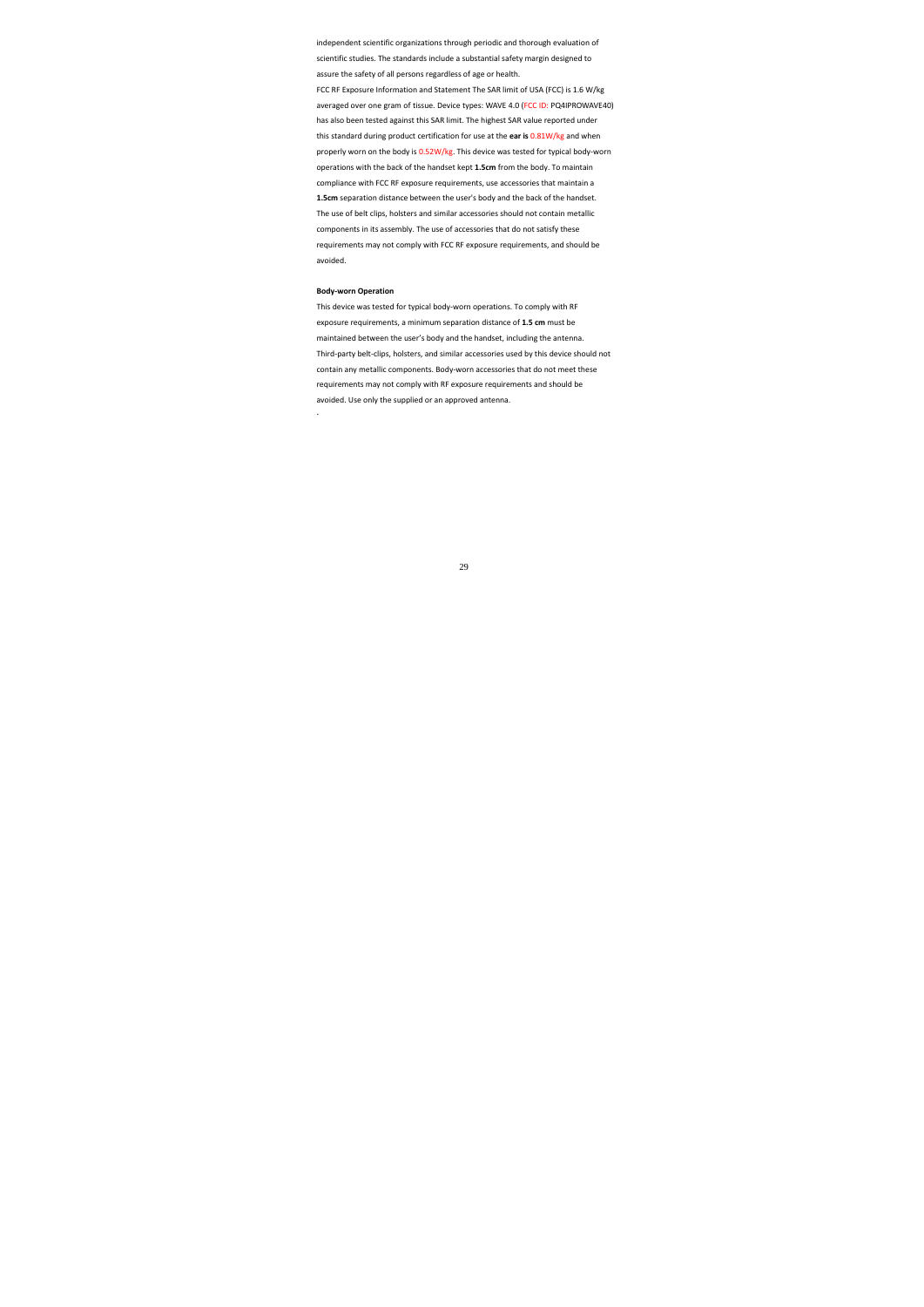independent scientific organizations through periodic and thorough evaluation of scientific studies. The standards include a substantial safety margin designed to assure the safety of all persons regardless of age or health.

FCC RF Exposure Information and Statement The SAR limit of USA (FCC) is 1.6 W/kg averaged over one gram of tissue. Device types: WAVE 4.0 (FCC ID: PQ4IPROWAVE40) has also been tested against this SAR limit. The highest SAR value reported under this standard during product certification for use at the **ear is** 0.81W/kg and when properly worn on the body is 0.52W/kg. This device was tested for typical body-worn operations with the back of the handset kept **1.5cm** from the body. To maintain compliance with FCC RF exposure requirements, use accessories that maintain a **1.5cm** separation distance between the user's body and the back of the handset. The use of belt clips, holsters and similar accessories should not contain metallic components in its assembly. The use of accessories that do not satisfy these requirements may not comply with FCC RF exposure requirements, and should be avoided.

**Body-worn Operation**

This device was tested for typical body-worn operations. To comply with RF exposure requirements, a minimum separation distance of **1.5 cm** must be maintained between the user's body and the handset, including the antenna. Third-party belt-clips, holsters, and similar accessories used by this device should not contain any metallic components. Body-worn accessories that do not meet these requirements may not comply with RF exposure requirements and should be avoided. Use only the supplied or an approved antenna.

.